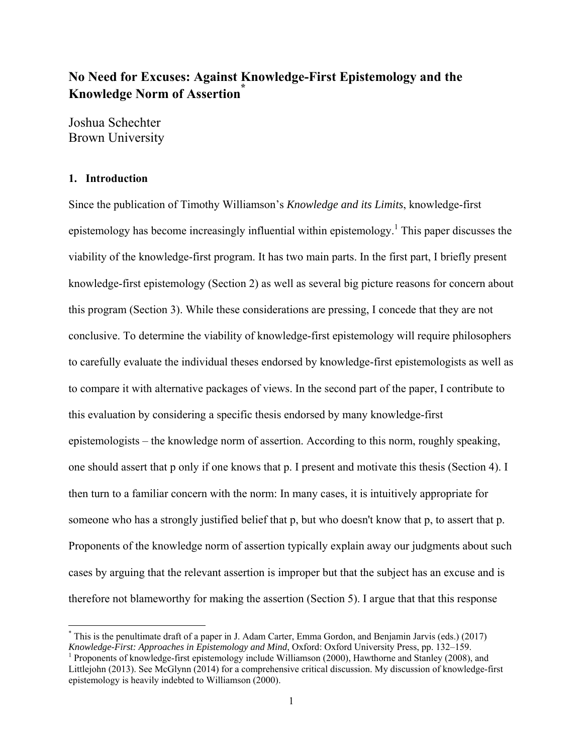# No Need for Excuses: Against Knowledge-First Epistemology and the Knowledge Norm of Assertion[*]

Joshua Schechter
Brown University

## 1. Introduction

Since the publication of Timothy Williamson's *Knowledge and its Limits*, knowledge-first epistemology has become increasingly influential within epistemology.[1] This paper discusses the viability of the knowledge-first program. It has two main parts. In the first part, I briefly present knowledge-first epistemology (Section 2) as well as several big picture reasons for concern about this program (Section 3). While these considerations are pressing, I concede that they are not conclusive. To determine the viability of knowledge-first epistemology will require philosophers to carefully evaluate the individual theses endorsed by knowledge-first epistemologists as well as to compare it with alternative packages of views. In the second part of the paper, I contribute to this evaluation by considering a specific thesis endorsed by many knowledge-first epistemologists – the knowledge norm of assertion. According to this norm, roughly speaking, one should assert that p only if one knows that p. I present and motivate this thesis (Section 4). I then turn to a familiar concern with the norm: In many cases, it is intuitively appropriate for someone who has a strongly justified belief that p, but who doesn't know that p, to assert that p. Proponents of the knowledge norm of assertion typically explain away our judgments about such cases by arguing that the relevant assertion is improper but that the subject has an excuse and is therefore not blameworthy for making the assertion (Section 5). I argue that that this response

[*] This is the penultimate draft of a paper in J. Adam Carter, Emma Gordon, and Benjamin Jarvis (eds.) (2017) *Knowledge-First: Approaches in Epistemology and Mind*, Oxford: Oxford University Press, pp. 132–159.

[1] Proponents of knowledge-first epistemology include Williamson (2000), Hawthorne and Stanley (2008), and Littlejohn (2013). See McGlynn (2014) for a comprehensive critical discussion. My discussion of knowledge-first epistemology is heavily indebted to Williamson (2000).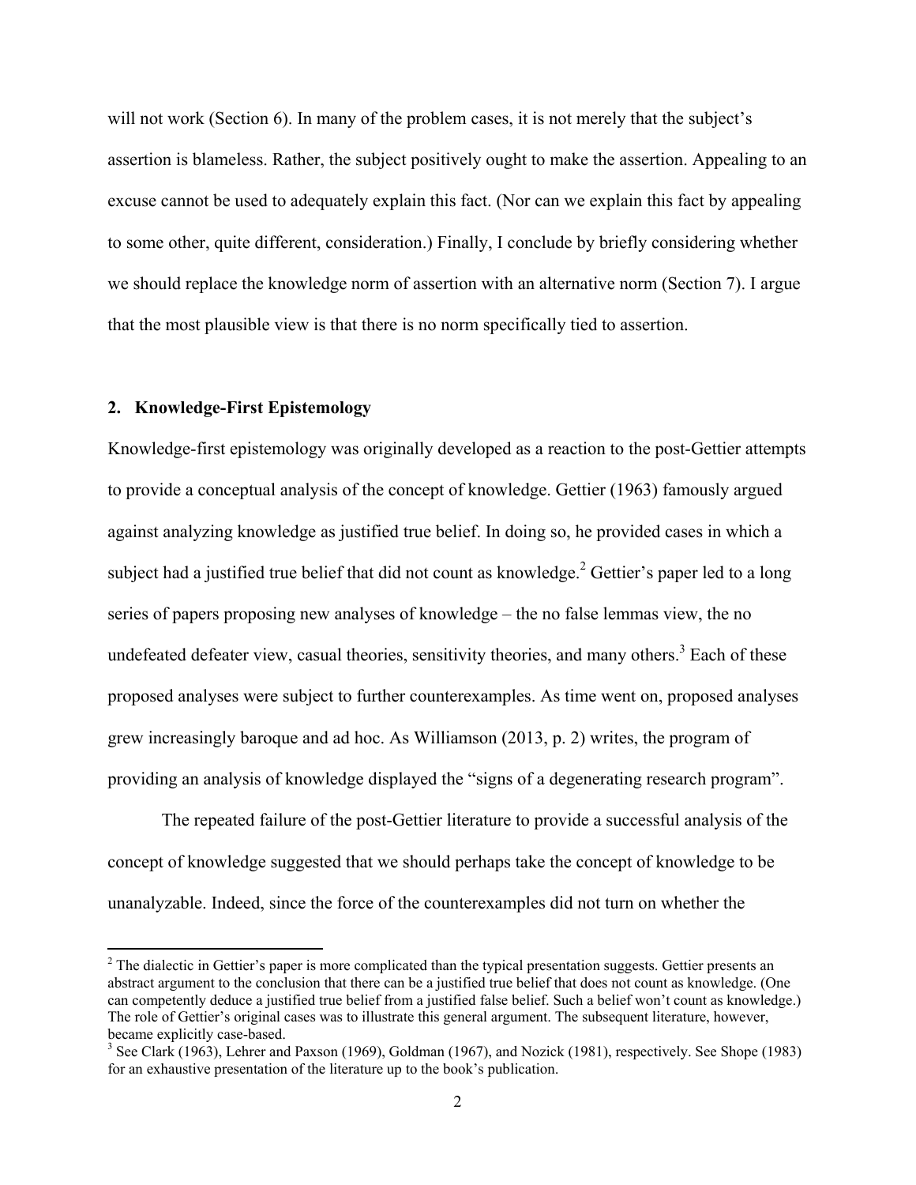will not work (Section 6). In many of the problem cases, it is not merely that the subject's assertion is blameless. Rather, the subject positively ought to make the assertion. Appealing to an excuse cannot be used to adequately explain this fact. (Nor can we explain this fact by appealing to some other, quite different, consideration.) Finally, I conclude by briefly considering whether we should replace the knowledge norm of assertion with an alternative norm (Section 7). I argue that the most plausible view is that there is no norm specifically tied to assertion.

## 2. Knowledge-First Epistemology

Knowledge-first epistemology was originally developed as a reaction to the post-Gettier attempts to provide a conceptual analysis of the concept of knowledge. Gettier (1963) famously argued against analyzing knowledge as justified true belief. In doing so, he provided cases in which a subject had a justified true belief that did not count as knowledge.[2] Gettier's paper led to a long series of papers proposing new analyses of knowledge – the no false lemmas view, the no undefeated defeater view, casual theories, sensitivity theories, and many others.[3] Each of these proposed analyses were subject to further counterexamples. As time went on, proposed analyses grew increasingly baroque and ad hoc. As Williamson (2013, p. 2) writes, the program of providing an analysis of knowledge displayed the "signs of a degenerating research program".

The repeated failure of the post-Gettier literature to provide a successful analysis of the concept of knowledge suggested that we should perhaps take the concept of knowledge to be unanalyzable. Indeed, since the force of the counterexamples did not turn on whether the

---

[2] The dialectic in Gettier's paper is more complicated than the typical presentation suggests. Gettier presents an abstract argument to the conclusion that there can be a justified true belief that does not count as knowledge. (One can competently deduce a justified true belief from a justified false belief. Such a belief won't count as knowledge.) The role of Gettier's original cases was to illustrate this general argument. The subsequent literature, however, became explicitly case-based.

[3] See Clark (1963), Lehrer and Paxson (1969), Goldman (1967), and Nozick (1981), respectively. See Shope (1983) for an exhaustive presentation of the literature up to the book's publication.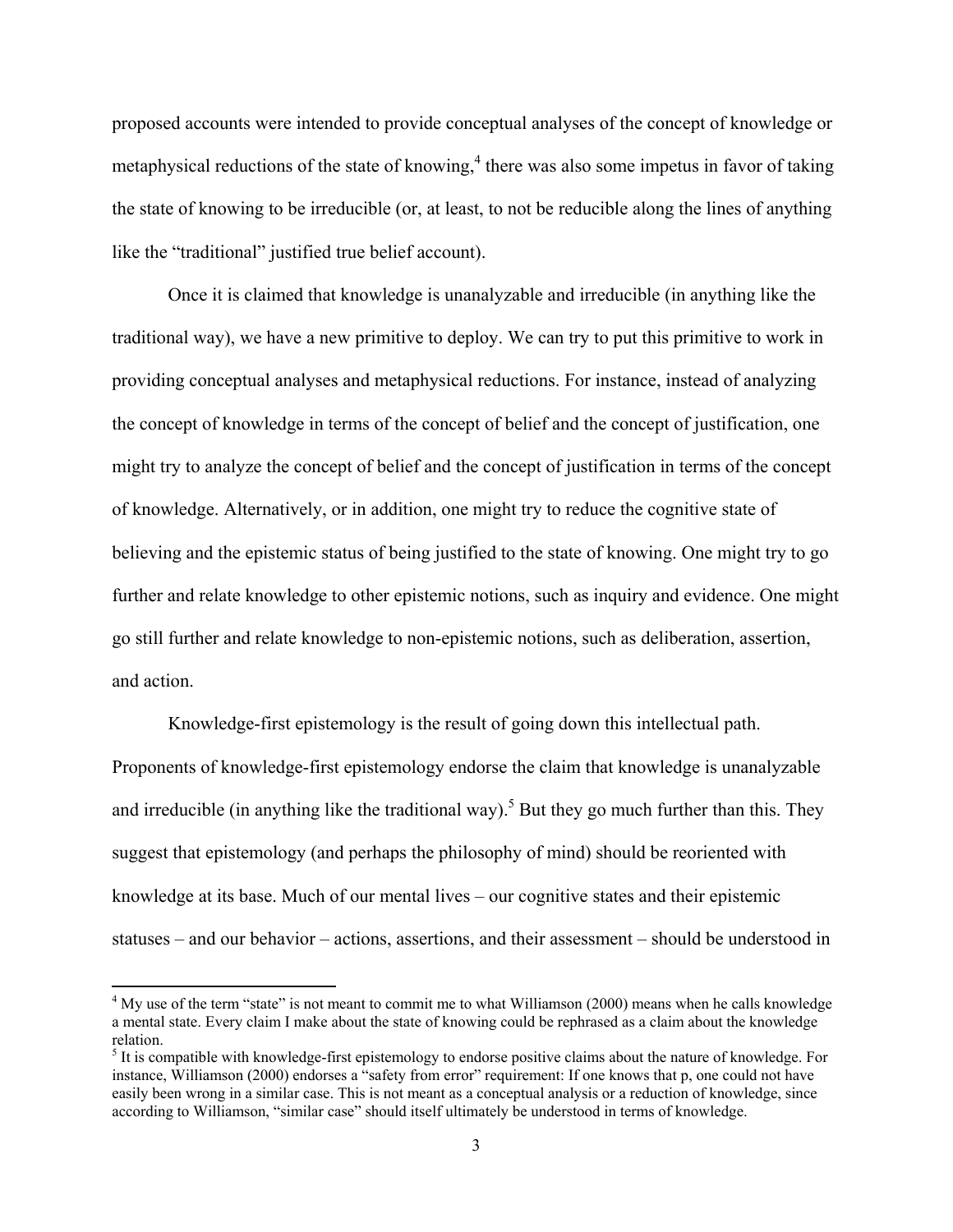proposed accounts were intended to provide conceptual analyses of the concept of knowledge or metaphysical reductions of the state of knowing,[4] there was also some impetus in favor of taking the state of knowing to be irreducible (or, at least, to not be reducible along the lines of anything like the "traditional" justified true belief account).

Once it is claimed that knowledge is unanalyzable and irreducible (in anything like the traditional way), we have a new primitive to deploy. We can try to put this primitive to work in providing conceptual analyses and metaphysical reductions. For instance, instead of analyzing the concept of knowledge in terms of the concept of belief and the concept of justification, one might try to analyze the concept of belief and the concept of justification in terms of the concept of knowledge. Alternatively, or in addition, one might try to reduce the cognitive state of believing and the epistemic status of being justified to the state of knowing. One might try to go further and relate knowledge to other epistemic notions, such as inquiry and evidence. One might go still further and relate knowledge to non-epistemic notions, such as deliberation, assertion, and action.

Knowledge-first epistemology is the result of going down this intellectual path. Proponents of knowledge-first epistemology endorse the claim that knowledge is unanalyzable and irreducible (in anything like the traditional way).[5] But they go much further than this. They suggest that epistemology (and perhaps the philosophy of mind) should be reoriented with knowledge at its base. Much of our mental lives – our cognitive states and their epistemic statuses – and our behavior – actions, assertions, and their assessment – should be understood in

---

[4] My use of the term "state" is not meant to commit me to what Williamson (2000) means when he calls knowledge a mental state. Every claim I make about the state of knowing could be rephrased as a claim about the knowledge relation.

[5] It is compatible with knowledge-first epistemology to endorse positive claims about the nature of knowledge. For instance, Williamson (2000) endorses a "safety from error" requirement: If one knows that p, one could not have easily been wrong in a similar case. This is not meant as a conceptual analysis or a reduction of knowledge, since according to Williamson, "similar case" should itself ultimately be understood in terms of knowledge.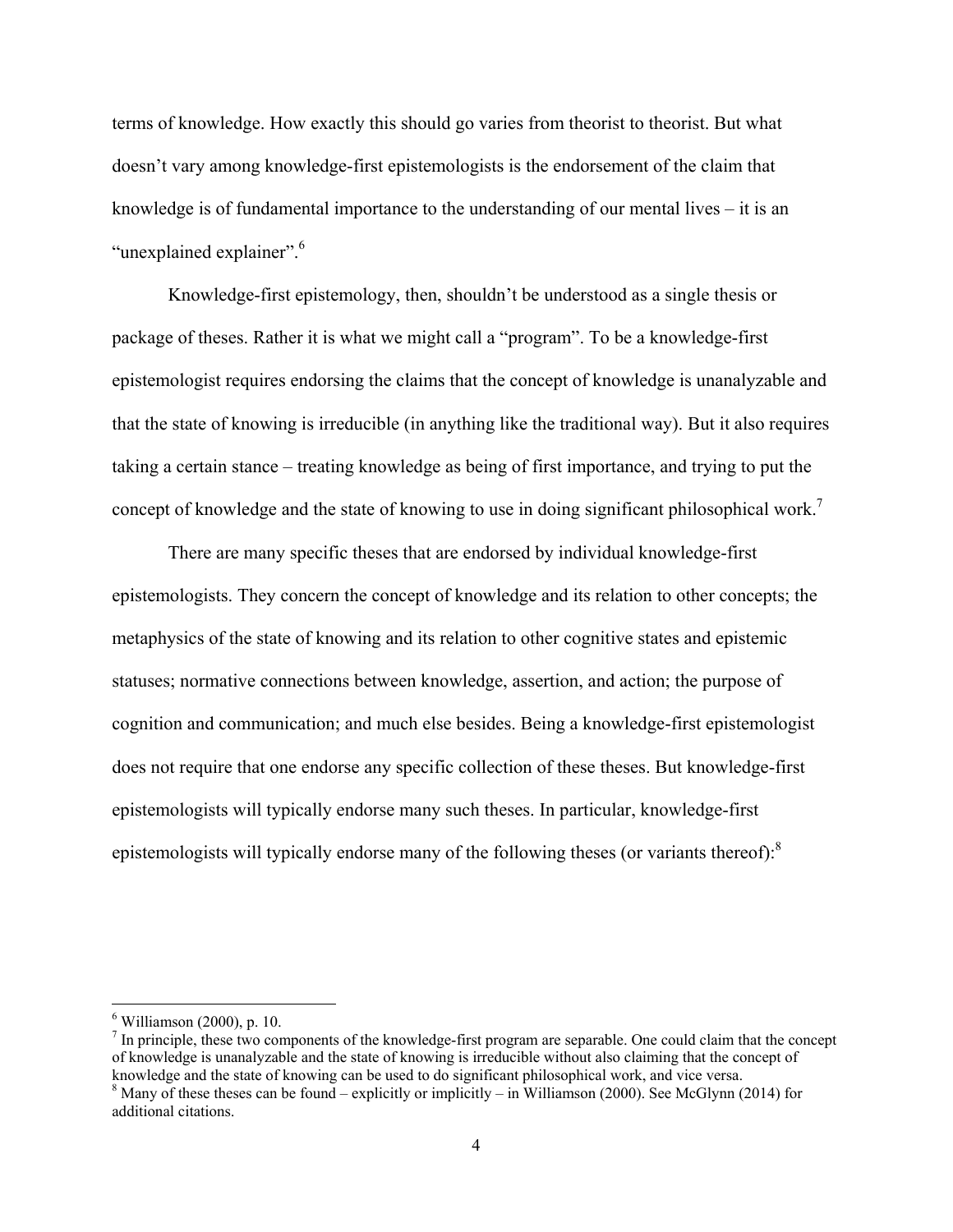terms of knowledge. How exactly this should go varies from theorist to theorist. But what doesn't vary among knowledge-first epistemologists is the endorsement of the claim that knowledge is of fundamental importance to the understanding of our mental lives – it is an "unexplained explainer".[6]

Knowledge-first epistemology, then, shouldn't be understood as a single thesis or package of theses. Rather it is what we might call a "program". To be a knowledge-first epistemologist requires endorsing the claims that the concept of knowledge is unanalyzable and that the state of knowing is irreducible (in anything like the traditional way). But it also requires taking a certain stance – treating knowledge as being of first importance, and trying to put the concept of knowledge and the state of knowing to use in doing significant philosophical work.[7]

There are many specific theses that are endorsed by individual knowledge-first epistemologists. They concern the concept of knowledge and its relation to other concepts; the metaphysics of the state of knowing and its relation to other cognitive states and epistemic statuses; normative connections between knowledge, assertion, and action; the purpose of cognition and communication; and much else besides. Being a knowledge-first epistemologist does not require that one endorse any specific collection of these theses. But knowledge-first epistemologists will typically endorse many such theses. In particular, knowledge-first epistemologists will typically endorse many of the following theses (or variants thereof):[8]

---

[6] Williamson (2000), p. 10.

[7] In principle, these two components of the knowledge-first program are separable. One could claim that the concept of knowledge is unanalyzable and the state of knowing is irreducible without also claiming that the concept of knowledge and the state of knowing can be used to do significant philosophical work, and vice versa.

[8] Many of these theses can be found – explicitly or implicitly – in Williamson (2000). See McGlynn (2014) for additional citations.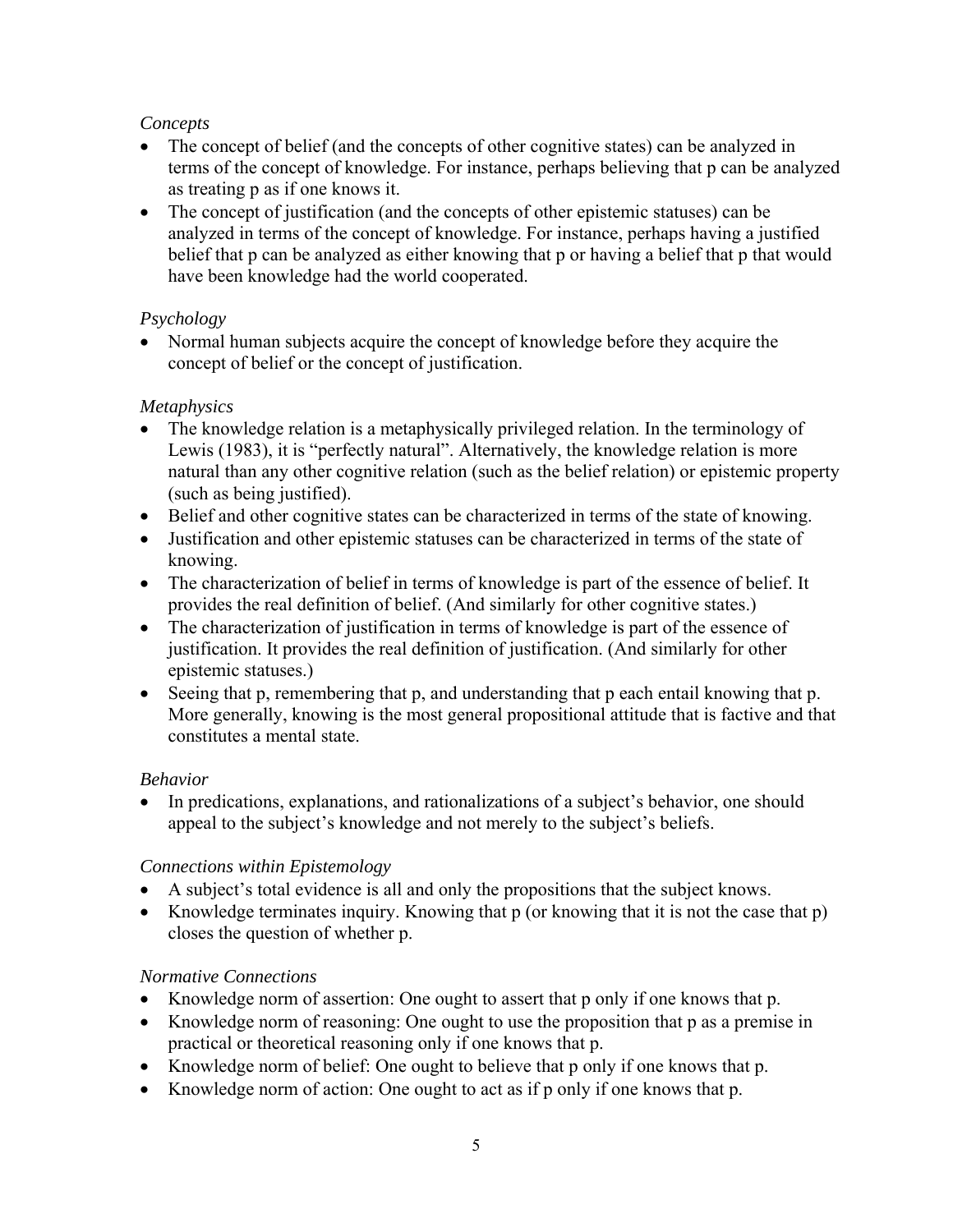*Concepts*

- The concept of belief (and the concepts of other cognitive states) can be analyzed in terms of the concept of knowledge. For instance, perhaps believing that p can be analyzed as treating p as if one knows it.
- The concept of justification (and the concepts of other epistemic statuses) can be analyzed in terms of the concept of knowledge. For instance, perhaps having a justified belief that p can be analyzed as either knowing that p or having a belief that p that would have been knowledge had the world cooperated.

*Psychology*

- Normal human subjects acquire the concept of knowledge before they acquire the concept of belief or the concept of justification.

*Metaphysics*

- The knowledge relation is a metaphysically privileged relation. In the terminology of Lewis (1983), it is "perfectly natural". Alternatively, the knowledge relation is more natural than any other cognitive relation (such as the belief relation) or epistemic property (such as being justified).
- Belief and other cognitive states can be characterized in terms of the state of knowing.
- Justification and other epistemic statuses can be characterized in terms of the state of knowing.
- The characterization of belief in terms of knowledge is part of the essence of belief. It provides the real definition of belief. (And similarly for other cognitive states.)
- The characterization of justification in terms of knowledge is part of the essence of justification. It provides the real definition of justification. (And similarly for other epistemic statuses.)
- Seeing that p, remembering that p, and understanding that p each entail knowing that p. More generally, knowing is the most general propositional attitude that is factive and that constitutes a mental state.

*Behavior*

- In predications, explanations, and rationalizations of a subject's behavior, one should appeal to the subject's knowledge and not merely to the subject's beliefs.

*Connections within Epistemology*

- A subject's total evidence is all and only the propositions that the subject knows.
- Knowledge terminates inquiry. Knowing that p (or knowing that it is not the case that p) closes the question of whether p.

*Normative Connections*

- Knowledge norm of assertion: One ought to assert that p only if one knows that p.
- Knowledge norm of reasoning: One ought to use the proposition that p as a premise in practical or theoretical reasoning only if one knows that p.
- Knowledge norm of belief: One ought to believe that p only if one knows that p.
- Knowledge norm of action: One ought to act as if p only if one knows that p.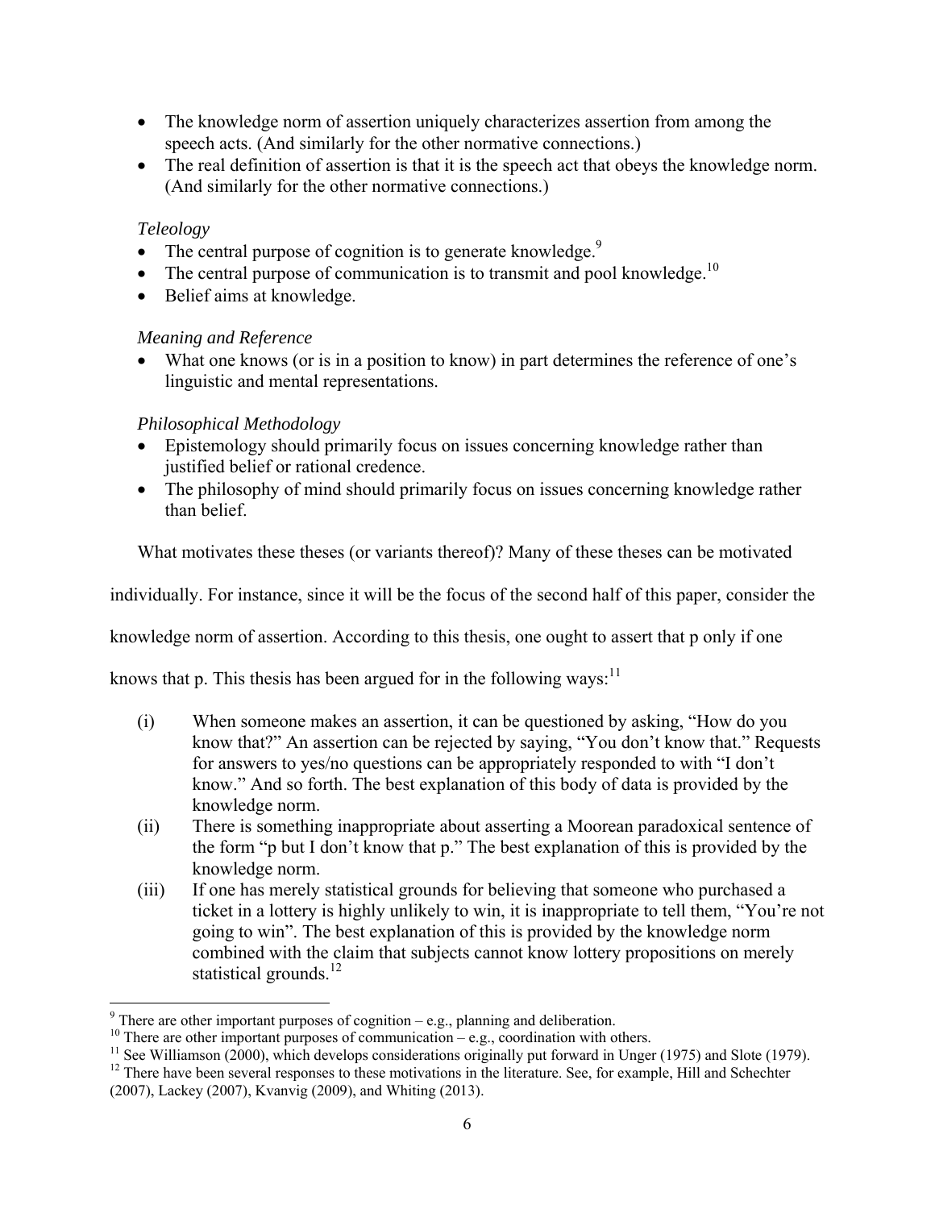- The knowledge norm of assertion uniquely characterizes assertion from among the speech acts. (And similarly for the other normative connections.)
- The real definition of assertion is that it is the speech act that obeys the knowledge norm. (And similarly for the other normative connections.)

*Teleology*

- The central purpose of cognition is to generate knowledge.[9]
- The central purpose of communication is to transmit and pool knowledge.[10]
- Belief aims at knowledge.

*Meaning and Reference*

- What one knows (or is in a position to know) in part determines the reference of one's linguistic and mental representations.

*Philosophical Methodology*

- Epistemology should primarily focus on issues concerning knowledge rather than justified belief or rational credence.
- The philosophy of mind should primarily focus on issues concerning knowledge rather than belief.

What motivates these theses (or variants thereof)? Many of these theses can be motivated individually. For instance, since it will be the focus of the second half of this paper, consider the knowledge norm of assertion. According to this thesis, one ought to assert that p only if one knows that p. This thesis has been argued for in the following ways:[11]

(i) When someone makes an assertion, it can be questioned by asking, "How do you know that?" An assertion can be rejected by saying, "You don't know that." Requests for answers to yes/no questions can be appropriately responded to with "I don't know." And so forth. The best explanation of this body of data is provided by the knowledge norm.

(ii) There is something inappropriate about asserting a Moorean paradoxical sentence of the form "p but I don't know that p." The best explanation of this is provided by the knowledge norm.

(iii) If one has merely statistical grounds for believing that someone who purchased a ticket in a lottery is highly unlikely to win, it is inappropriate to tell them, "You're not going to win". The best explanation of this is provided by the knowledge norm combined with the claim that subjects cannot know lottery propositions on merely statistical grounds.[12]

---

[9] There are other important purposes of cognition – e.g., planning and deliberation.

[10] There are other important purposes of communication – e.g., coordination with others.

[11] See Williamson (2000), which develops considerations originally put forward in Unger (1975) and Slote (1979).

[12] There have been several responses to these motivations in the literature. See, for example, Hill and Schechter (2007), Lackey (2007), Kvanvig (2009), and Whiting (2013).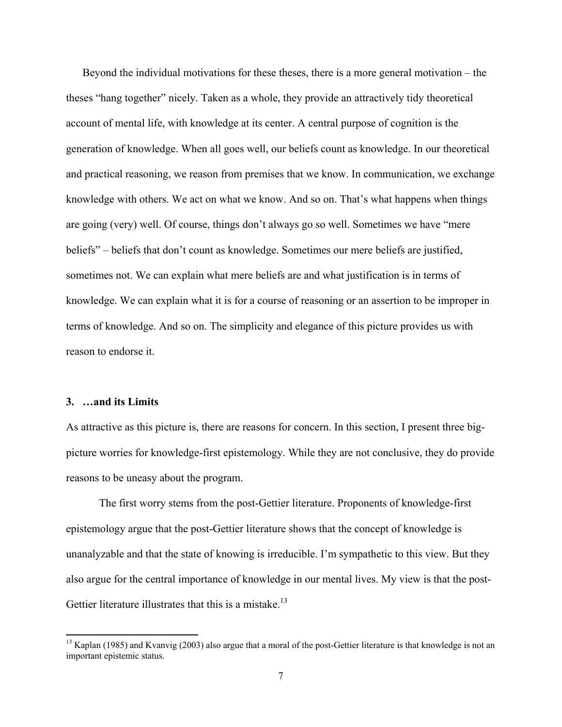Beyond the individual motivations for these theses, there is a more general motivation – the theses "hang together" nicely. Taken as a whole, they provide an attractively tidy theoretical account of mental life, with knowledge at its center. A central purpose of cognition is the generation of knowledge. When all goes well, our beliefs count as knowledge. In our theoretical and practical reasoning, we reason from premises that we know. In communication, we exchange knowledge with others. We act on what we know. And so on. That's what happens when things are going (very) well. Of course, things don't always go so well. Sometimes we have "mere beliefs" – beliefs that don't count as knowledge. Sometimes our mere beliefs are justified, sometimes not. We can explain what mere beliefs are and what justification is in terms of knowledge. We can explain what it is for a course of reasoning or an assertion to be improper in terms of knowledge. And so on. The simplicity and elegance of this picture provides us with reason to endorse it.

### 3. …and its Limits

As attractive as this picture is, there are reasons for concern. In this section, I present three big-picture worries for knowledge-first epistemology. While they are not conclusive, they do provide reasons to be uneasy about the program.

The first worry stems from the post-Gettier literature. Proponents of knowledge-first epistemology argue that the post-Gettier literature shows that the concept of knowledge is unanalyzable and that the state of knowing is irreducible. I'm sympathetic to this view. But they also argue for the central importance of knowledge in our mental lives. My view is that the post-Gettier literature illustrates that this is a mistake.[13]

[13] Kaplan (1985) and Kvanvig (2003) also argue that a moral of the post-Gettier literature is that knowledge is not an important epistemic status.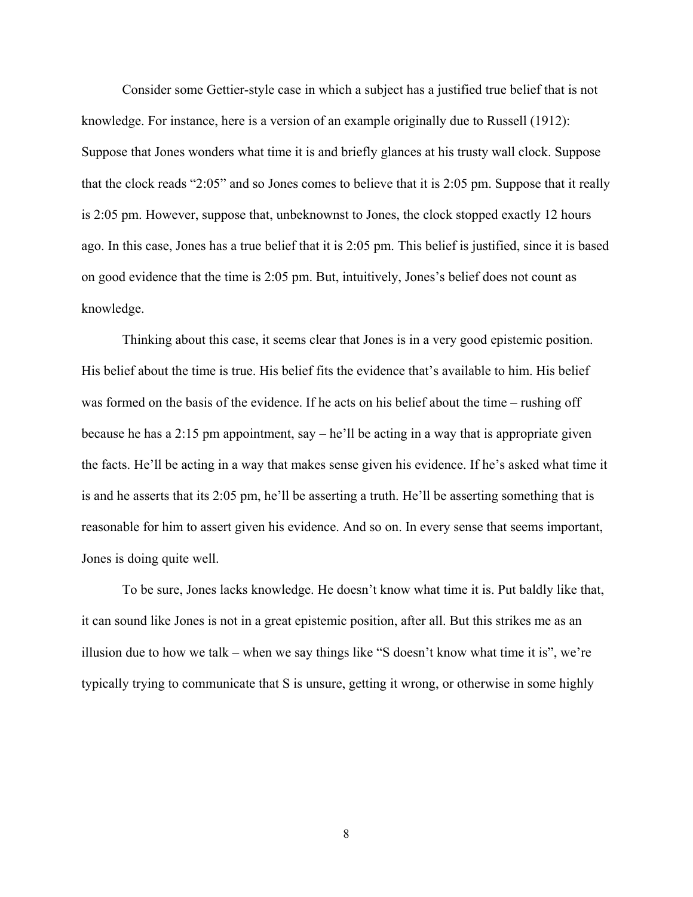Consider some Gettier-style case in which a subject has a justified true belief that is not knowledge. For instance, here is a version of an example originally due to Russell (1912): Suppose that Jones wonders what time it is and briefly glances at his trusty wall clock. Suppose that the clock reads "2:05" and so Jones comes to believe that it is 2:05 pm. Suppose that it really is 2:05 pm. However, suppose that, unbeknownst to Jones, the clock stopped exactly 12 hours ago. In this case, Jones has a true belief that it is 2:05 pm. This belief is justified, since it is based on good evidence that the time is 2:05 pm. But, intuitively, Jones's belief does not count as knowledge.

Thinking about this case, it seems clear that Jones is in a very good epistemic position. His belief about the time is true. His belief fits the evidence that's available to him. His belief was formed on the basis of the evidence. If he acts on his belief about the time – rushing off because he has a 2:15 pm appointment, say – he'll be acting in a way that is appropriate given the facts. He'll be acting in a way that makes sense given his evidence. If he's asked what time it is and he asserts that its 2:05 pm, he'll be asserting a truth. He'll be asserting something that is reasonable for him to assert given his evidence. And so on. In every sense that seems important, Jones is doing quite well.

To be sure, Jones lacks knowledge. He doesn't know what time it is. Put baldly like that, it can sound like Jones is not in a great epistemic position, after all. But this strikes me as an illusion due to how we talk – when we say things like "S doesn't know what time it is", we're typically trying to communicate that S is unsure, getting it wrong, or otherwise in some highly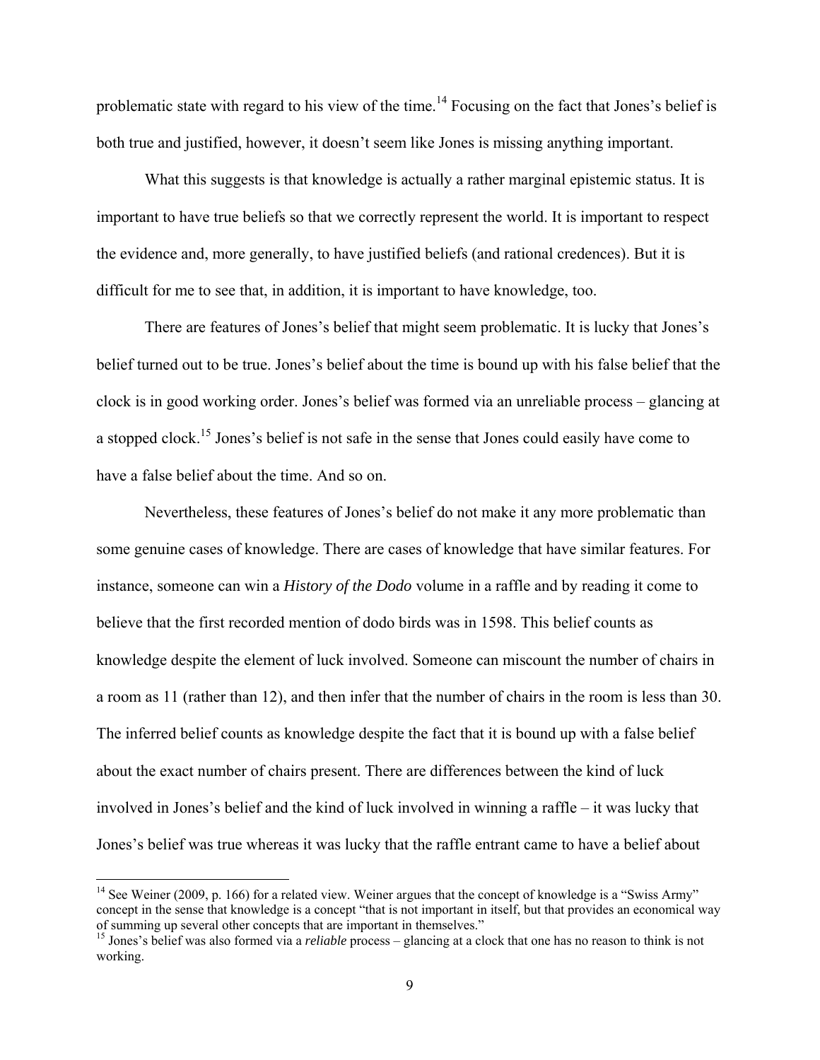problematic state with regard to his view of the time.[14] Focusing on the fact that Jones's belief is both true and justified, however, it doesn't seem like Jones is missing anything important.

What this suggests is that knowledge is actually a rather marginal epistemic status. It is important to have true beliefs so that we correctly represent the world. It is important to respect the evidence and, more generally, to have justified beliefs (and rational credences). But it is difficult for me to see that, in addition, it is important to have knowledge, too.

There are features of Jones's belief that might seem problematic. It is lucky that Jones's belief turned out to be true. Jones's belief about the time is bound up with his false belief that the clock is in good working order. Jones's belief was formed via an unreliable process – glancing at a stopped clock.[15] Jones's belief is not safe in the sense that Jones could easily have come to have a false belief about the time. And so on.

Nevertheless, these features of Jones's belief do not make it any more problematic than some genuine cases of knowledge. There are cases of knowledge that have similar features. For instance, someone can win a *History of the Dodo* volume in a raffle and by reading it come to believe that the first recorded mention of dodo birds was in 1598. This belief counts as knowledge despite the element of luck involved. Someone can miscount the number of chairs in a room as 11 (rather than 12), and then infer that the number of chairs in the room is less than 30. The inferred belief counts as knowledge despite the fact that it is bound up with a false belief about the exact number of chairs present. There are differences between the kind of luck involved in Jones's belief and the kind of luck involved in winning a raffle – it was lucky that Jones's belief was true whereas it was lucky that the raffle entrant came to have a belief about

---

[14] See Weiner (2009, p. 166) for a related view. Weiner argues that the concept of knowledge is a "Swiss Army" concept in the sense that knowledge is a concept "that is not important in itself, but that provides an economical way of summing up several other concepts that are important in themselves."

[15] Jones's belief was also formed via a *reliable* process – glancing at a clock that one has no reason to think is not working.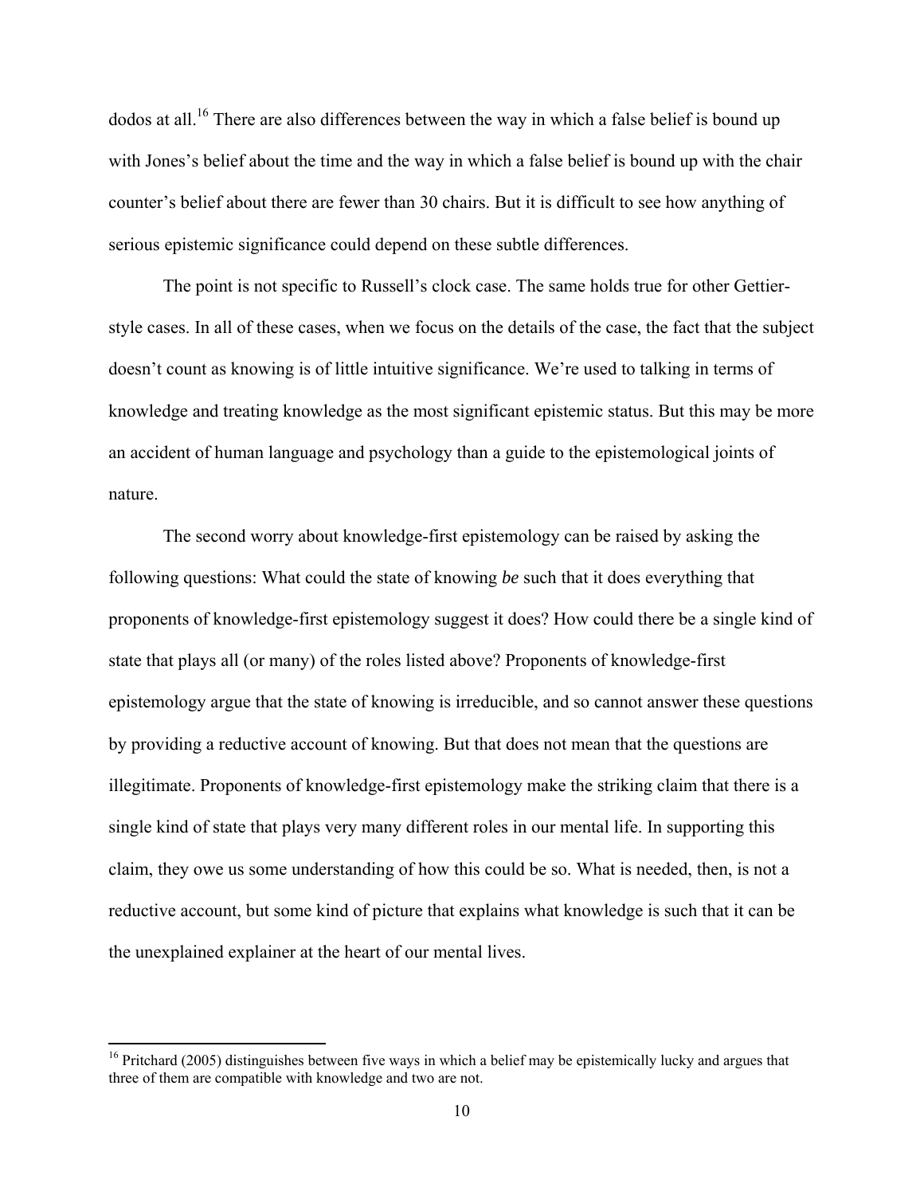dodos at all.[16] There are also differences between the way in which a false belief is bound up with Jones's belief about the time and the way in which a false belief is bound up with the chair counter's belief about there are fewer than 30 chairs. But it is difficult to see how anything of serious epistemic significance could depend on these subtle differences.

The point is not specific to Russell's clock case. The same holds true for other Gettier-style cases. In all of these cases, when we focus on the details of the case, the fact that the subject doesn't count as knowing is of little intuitive significance. We're used to talking in terms of knowledge and treating knowledge as the most significant epistemic status. But this may be more an accident of human language and psychology than a guide to the epistemological joints of nature.

The second worry about knowledge-first epistemology can be raised by asking the following questions: What could the state of knowing *be* such that it does everything that proponents of knowledge-first epistemology suggest it does? How could there be a single kind of state that plays all (or many) of the roles listed above? Proponents of knowledge-first epistemology argue that the state of knowing is irreducible, and so cannot answer these questions by providing a reductive account of knowing. But that does not mean that the questions are illegitimate. Proponents of knowledge-first epistemology make the striking claim that there is a single kind of state that plays very many different roles in our mental life. In supporting this claim, they owe us some understanding of how this could be so. What is needed, then, is not a reductive account, but some kind of picture that explains what knowledge is such that it can be the unexplained explainer at the heart of our mental lives.

---

[16] Pritchard (2005) distinguishes between five ways in which a belief may be epistemically lucky and argues that three of them are compatible with knowledge and two are not.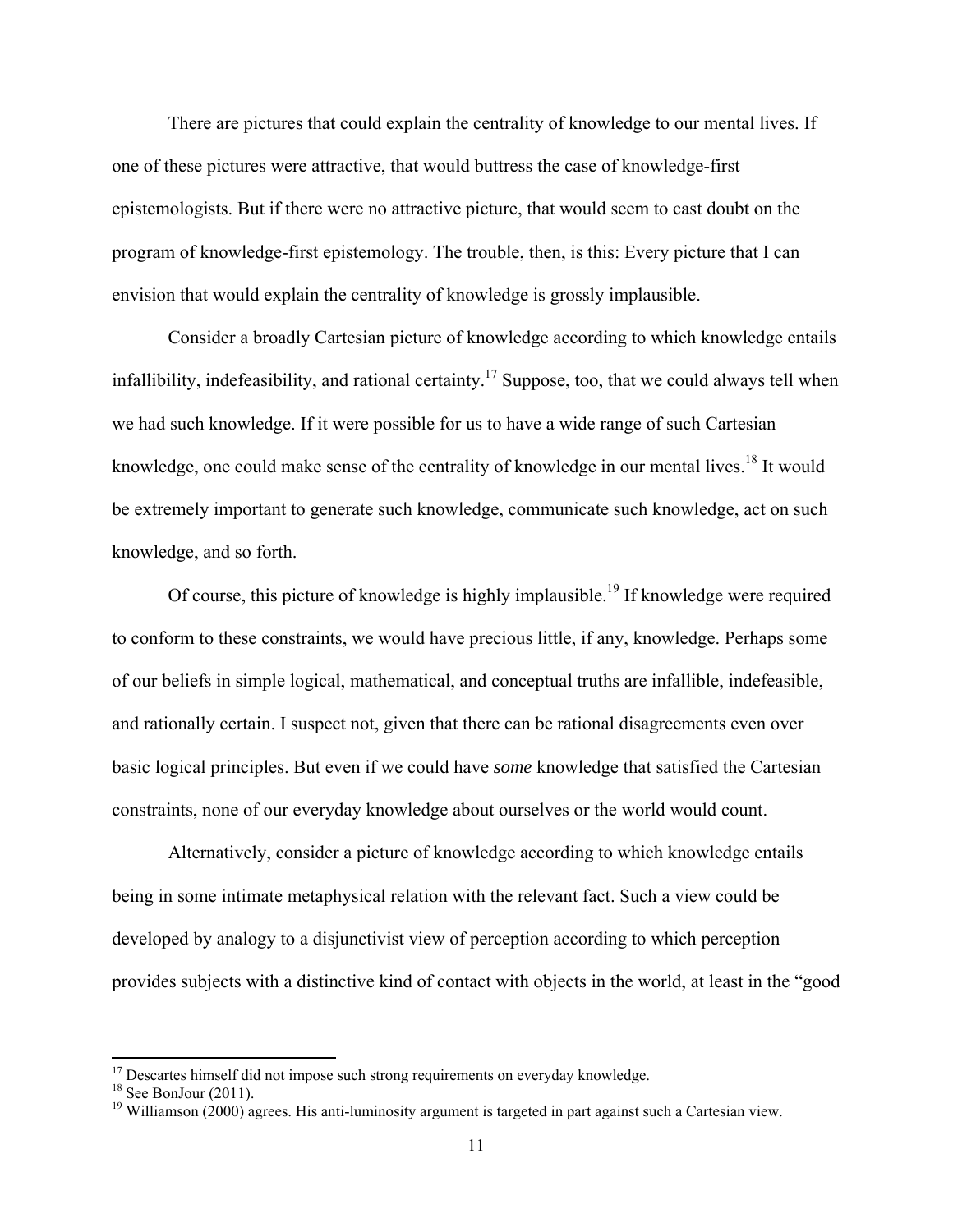There are pictures that could explain the centrality of knowledge to our mental lives. If one of these pictures were attractive, that would buttress the case of knowledge-first epistemologists. But if there were no attractive picture, that would seem to cast doubt on the program of knowledge-first epistemology. The trouble, then, is this: Every picture that I can envision that would explain the centrality of knowledge is grossly implausible.

Consider a broadly Cartesian picture of knowledge according to which knowledge entails infallibility, indefeasibility, and rational certainty.[17] Suppose, too, that we could always tell when we had such knowledge. If it were possible for us to have a wide range of such Cartesian knowledge, one could make sense of the centrality of knowledge in our mental lives.[18] It would be extremely important to generate such knowledge, communicate such knowledge, act on such knowledge, and so forth.

Of course, this picture of knowledge is highly implausible.[19] If knowledge were required to conform to these constraints, we would have precious little, if any, knowledge. Perhaps some of our beliefs in simple logical, mathematical, and conceptual truths are infallible, indefeasible, and rationally certain. I suspect not, given that there can be rational disagreements even over basic logical principles. But even if we could have *some* knowledge that satisfied the Cartesian constraints, none of our everyday knowledge about ourselves or the world would count.

Alternatively, consider a picture of knowledge according to which knowledge entails being in some intimate metaphysical relation with the relevant fact. Such a view could be developed by analogy to a disjunctivist view of perception according to which perception provides subjects with a distinctive kind of contact with objects in the world, at least in the "good

[17] Descartes himself did not impose such strong requirements on everyday knowledge.

[18] See BonJour (2011).

[19] Williamson (2000) agrees. His anti-luminosity argument is targeted in part against such a Cartesian view.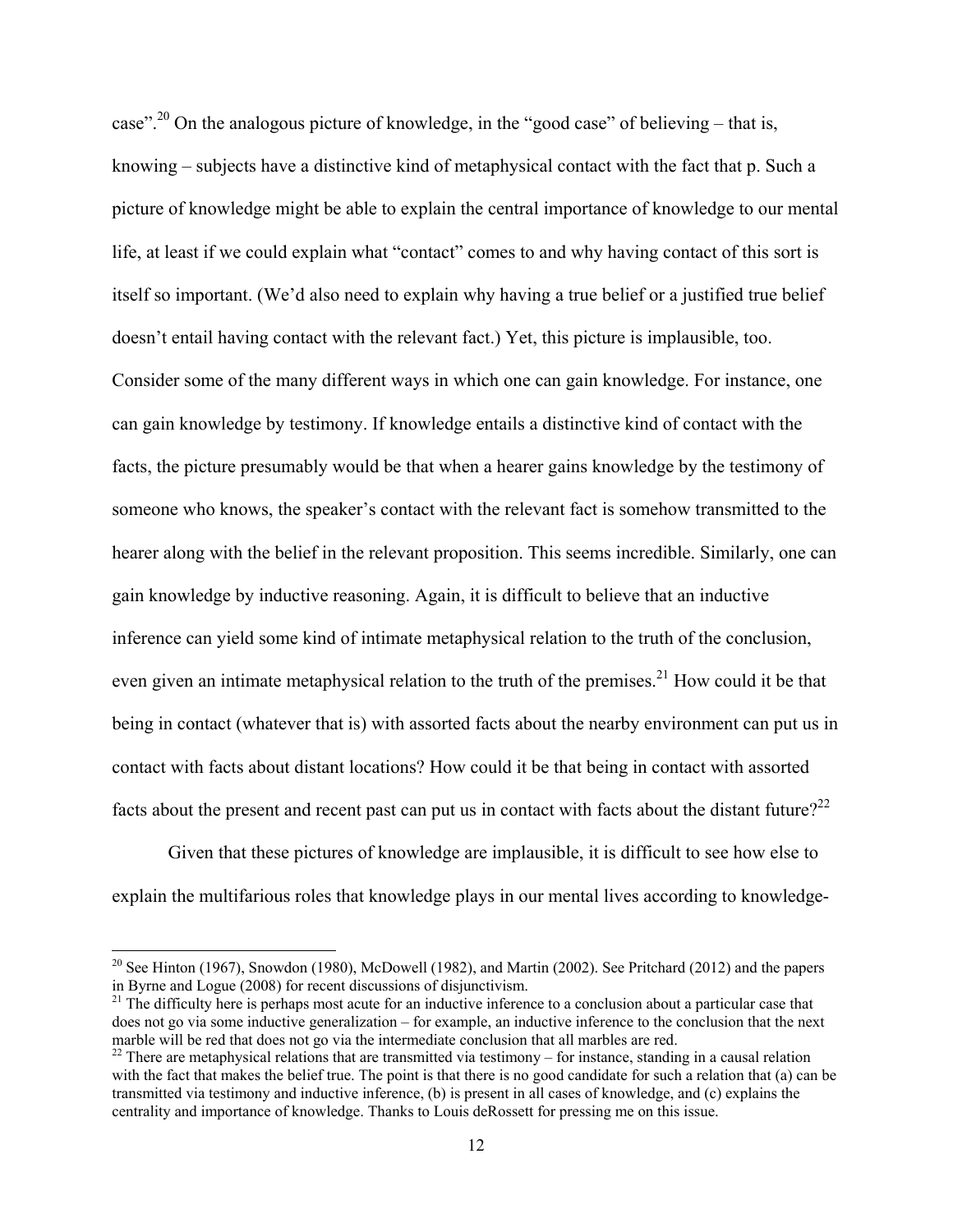case".[20] On the analogous picture of knowledge, in the "good case" of believing – that is, knowing – subjects have a distinctive kind of metaphysical contact with the fact that p. Such a picture of knowledge might be able to explain the central importance of knowledge to our mental life, at least if we could explain what "contact" comes to and why having contact of this sort is itself so important. (We'd also need to explain why having a true belief or a justified true belief doesn't entail having contact with the relevant fact.) Yet, this picture is implausible, too. Consider some of the many different ways in which one can gain knowledge. For instance, one can gain knowledge by testimony. If knowledge entails a distinctive kind of contact with the facts, the picture presumably would be that when a hearer gains knowledge by the testimony of someone who knows, the speaker's contact with the relevant fact is somehow transmitted to the hearer along with the belief in the relevant proposition. This seems incredible. Similarly, one can gain knowledge by inductive reasoning. Again, it is difficult to believe that an inductive inference can yield some kind of intimate metaphysical relation to the truth of the conclusion, even given an intimate metaphysical relation to the truth of the premises.[21] How could it be that being in contact (whatever that is) with assorted facts about the nearby environment can put us in contact with facts about distant locations? How could it be that being in contact with assorted facts about the present and recent past can put us in contact with facts about the distant future?[22]

Given that these pictures of knowledge are implausible, it is difficult to see how else to explain the multifarious roles that knowledge plays in our mental lives according to knowledge-

---

[20] See Hinton (1967), Snowdon (1980), McDowell (1982), and Martin (2002). See Pritchard (2012) and the papers in Byrne and Logue (2008) for recent discussions of disjunctivism.

[21] The difficulty here is perhaps most acute for an inductive inference to a conclusion about a particular case that does not go via some inductive generalization – for example, an inductive inference to the conclusion that the next marble will be red that does not go via the intermediate conclusion that all marbles are red.

[22] There are metaphysical relations that are transmitted via testimony – for instance, standing in a causal relation with the fact that makes the belief true. The point is that there is no good candidate for such a relation that (a) can be transmitted via testimony and inductive inference, (b) is present in all cases of knowledge, and (c) explains the centrality and importance of knowledge. Thanks to Louis deRossett for pressing me on this issue.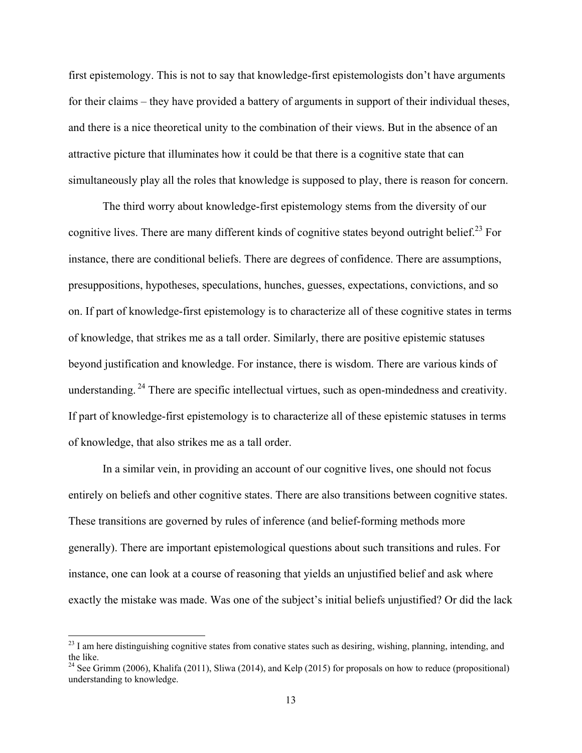first epistemology. This is not to say that knowledge-first epistemologists don't have arguments for their claims – they have provided a battery of arguments in support of their individual theses, and there is a nice theoretical unity to the combination of their views. But in the absence of an attractive picture that illuminates how it could be that there is a cognitive state that can simultaneously play all the roles that knowledge is supposed to play, there is reason for concern.

The third worry about knowledge-first epistemology stems from the diversity of our cognitive lives. There are many different kinds of cognitive states beyond outright belief.[23] For instance, there are conditional beliefs. There are degrees of confidence. There are assumptions, presuppositions, hypotheses, speculations, hunches, guesses, expectations, convictions, and so on. If part of knowledge-first epistemology is to characterize all of these cognitive states in terms of knowledge, that strikes me as a tall order. Similarly, there are positive epistemic statuses beyond justification and knowledge. For instance, there is wisdom. There are various kinds of understanding.[24] There are specific intellectual virtues, such as open-mindedness and creativity. If part of knowledge-first epistemology is to characterize all of these epistemic statuses in terms of knowledge, that also strikes me as a tall order.

In a similar vein, in providing an account of our cognitive lives, one should not focus entirely on beliefs and other cognitive states. There are also transitions between cognitive states. These transitions are governed by rules of inference (and belief-forming methods more generally). There are important epistemological questions about such transitions and rules. For instance, one can look at a course of reasoning that yields an unjustified belief and ask where exactly the mistake was made. Was one of the subject's initial beliefs unjustified? Or did the lack

[23] I am here distinguishing cognitive states from conative states such as desiring, wishing, planning, intending, and the like.

[24] See Grimm (2006), Khalifa (2011), Sliwa (2014), and Kelp (2015) for proposals on how to reduce (propositional) understanding to knowledge.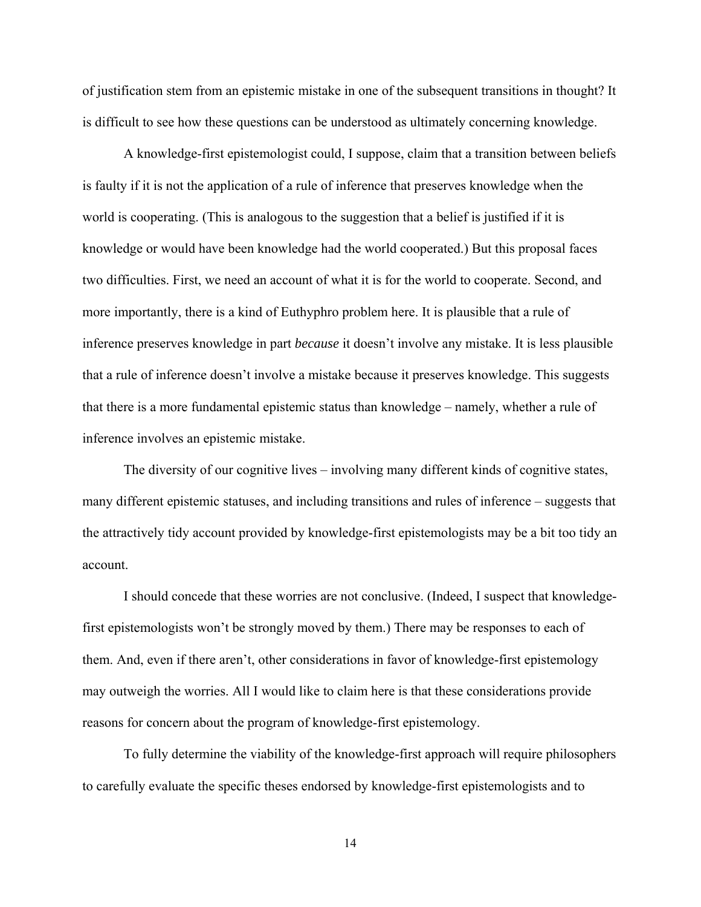of justification stem from an epistemic mistake in one of the subsequent transitions in thought? It is difficult to see how these questions can be understood as ultimately concerning knowledge.

A knowledge-first epistemologist could, I suppose, claim that a transition between beliefs is faulty if it is not the application of a rule of inference that preserves knowledge when the world is cooperating. (This is analogous to the suggestion that a belief is justified if it is knowledge or would have been knowledge had the world cooperated.) But this proposal faces two difficulties. First, we need an account of what it is for the world to cooperate. Second, and more importantly, there is a kind of Euthyphro problem here. It is plausible that a rule of inference preserves knowledge in part *because* it doesn't involve any mistake. It is less plausible that a rule of inference doesn't involve a mistake because it preserves knowledge. This suggests that there is a more fundamental epistemic status than knowledge – namely, whether a rule of inference involves an epistemic mistake.

The diversity of our cognitive lives – involving many different kinds of cognitive states, many different epistemic statuses, and including transitions and rules of inference – suggests that the attractively tidy account provided by knowledge-first epistemologists may be a bit too tidy an account.

I should concede that these worries are not conclusive. (Indeed, I suspect that knowledge-first epistemologists won't be strongly moved by them.) There may be responses to each of them. And, even if there aren't, other considerations in favor of knowledge-first epistemology may outweigh the worries. All I would like to claim here is that these considerations provide reasons for concern about the program of knowledge-first epistemology.

To fully determine the viability of the knowledge-first approach will require philosophers to carefully evaluate the specific theses endorsed by knowledge-first epistemologists and to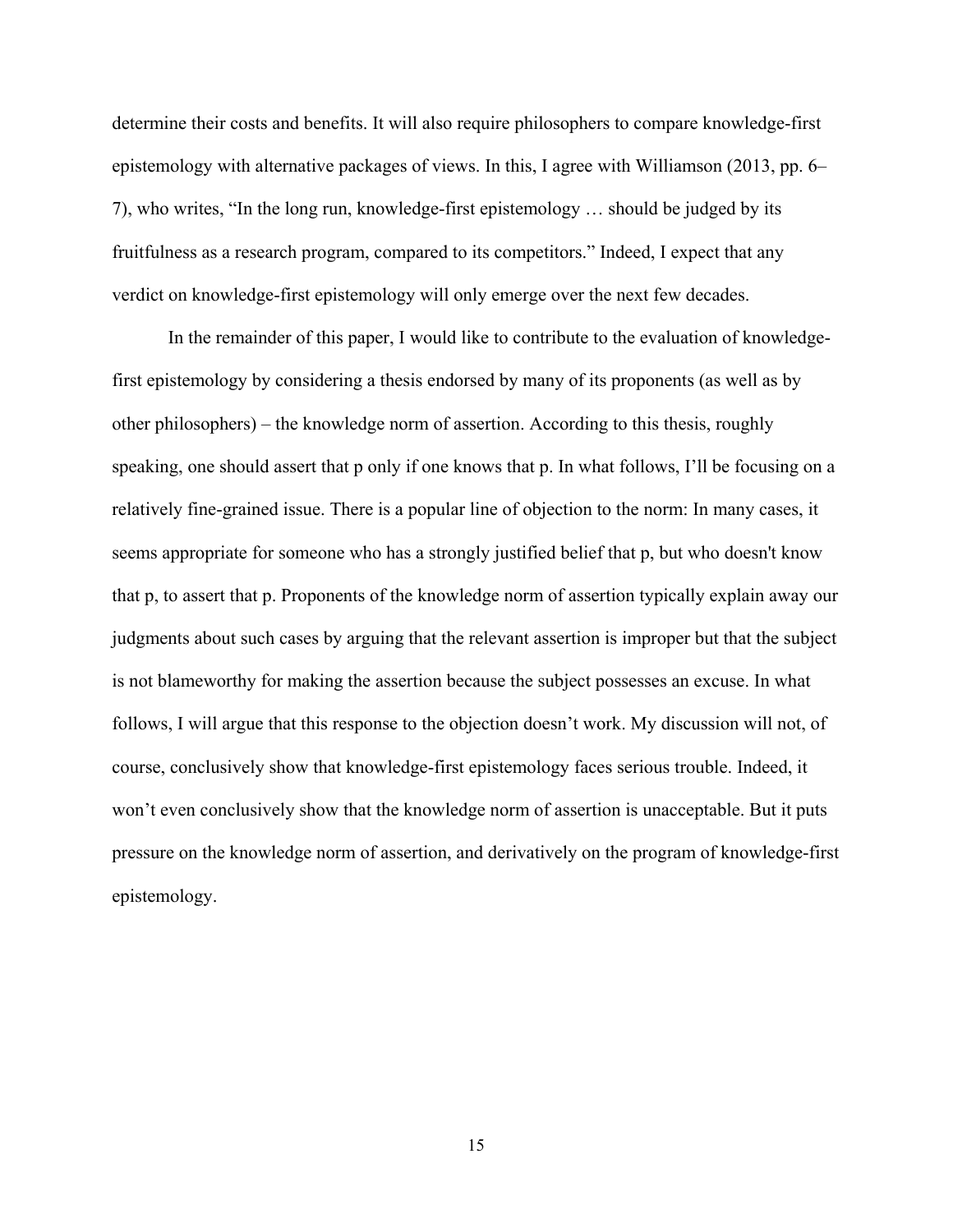determine their costs and benefits. It will also require philosophers to compare knowledge-first epistemology with alternative packages of views. In this, I agree with Williamson (2013, pp. 6–7), who writes, "In the long run, knowledge-first epistemology … should be judged by its fruitfulness as a research program, compared to its competitors." Indeed, I expect that any verdict on knowledge-first epistemology will only emerge over the next few decades.

In the remainder of this paper, I would like to contribute to the evaluation of knowledge-first epistemology by considering a thesis endorsed by many of its proponents (as well as by other philosophers) – the knowledge norm of assertion. According to this thesis, roughly speaking, one should assert that p only if one knows that p. In what follows, I'll be focusing on a relatively fine-grained issue. There is a popular line of objection to the norm: In many cases, it seems appropriate for someone who has a strongly justified belief that p, but who doesn't know that p, to assert that p. Proponents of the knowledge norm of assertion typically explain away our judgments about such cases by arguing that the relevant assertion is improper but that the subject is not blameworthy for making the assertion because the subject possesses an excuse. In what follows, I will argue that this response to the objection doesn't work. My discussion will not, of course, conclusively show that knowledge-first epistemology faces serious trouble. Indeed, it won't even conclusively show that the knowledge norm of assertion is unacceptable. But it puts pressure on the knowledge norm of assertion, and derivatively on the program of knowledge-first epistemology.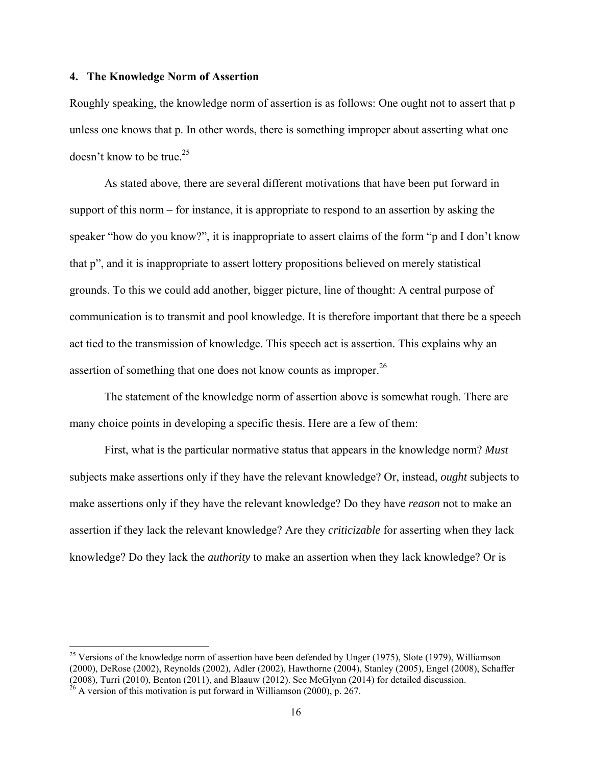## 4. The Knowledge Norm of Assertion

Roughly speaking, the knowledge norm of assertion is as follows: One ought not to assert that p unless one knows that p. In other words, there is something improper about asserting what one doesn't know to be true.[25]

As stated above, there are several different motivations that have been put forward in support of this norm – for instance, it is appropriate to respond to an assertion by asking the speaker "how do you know?", it is inappropriate to assert claims of the form "p and I don't know that p", and it is inappropriate to assert lottery propositions believed on merely statistical grounds. To this we could add another, bigger picture, line of thought: A central purpose of communication is to transmit and pool knowledge. It is therefore important that there be a speech act tied to the transmission of knowledge. This speech act is assertion. This explains why an assertion of something that one does not know counts as improper.[26]

The statement of the knowledge norm of assertion above is somewhat rough. There are many choice points in developing a specific thesis. Here are a few of them:

First, what is the particular normative status that appears in the knowledge norm? *Must* subjects make assertions only if they have the relevant knowledge? Or, instead, *ought* subjects to make assertions only if they have the relevant knowledge? Do they have *reason* not to make an assertion if they lack the relevant knowledge? Are they *criticizable* for asserting when they lack knowledge? Do they lack the *authority* to make an assertion when they lack knowledge? Or is

---

[25] Versions of the knowledge norm of assertion have been defended by Unger (1975), Slote (1979), Williamson (2000), DeRose (2002), Reynolds (2002), Adler (2002), Hawthorne (2004), Stanley (2005), Engel (2008), Schaffer (2008), Turri (2010), Benton (2011), and Blaauw (2012). See McGlynn (2014) for detailed discussion.

[26] A version of this motivation is put forward in Williamson (2000), p. 267.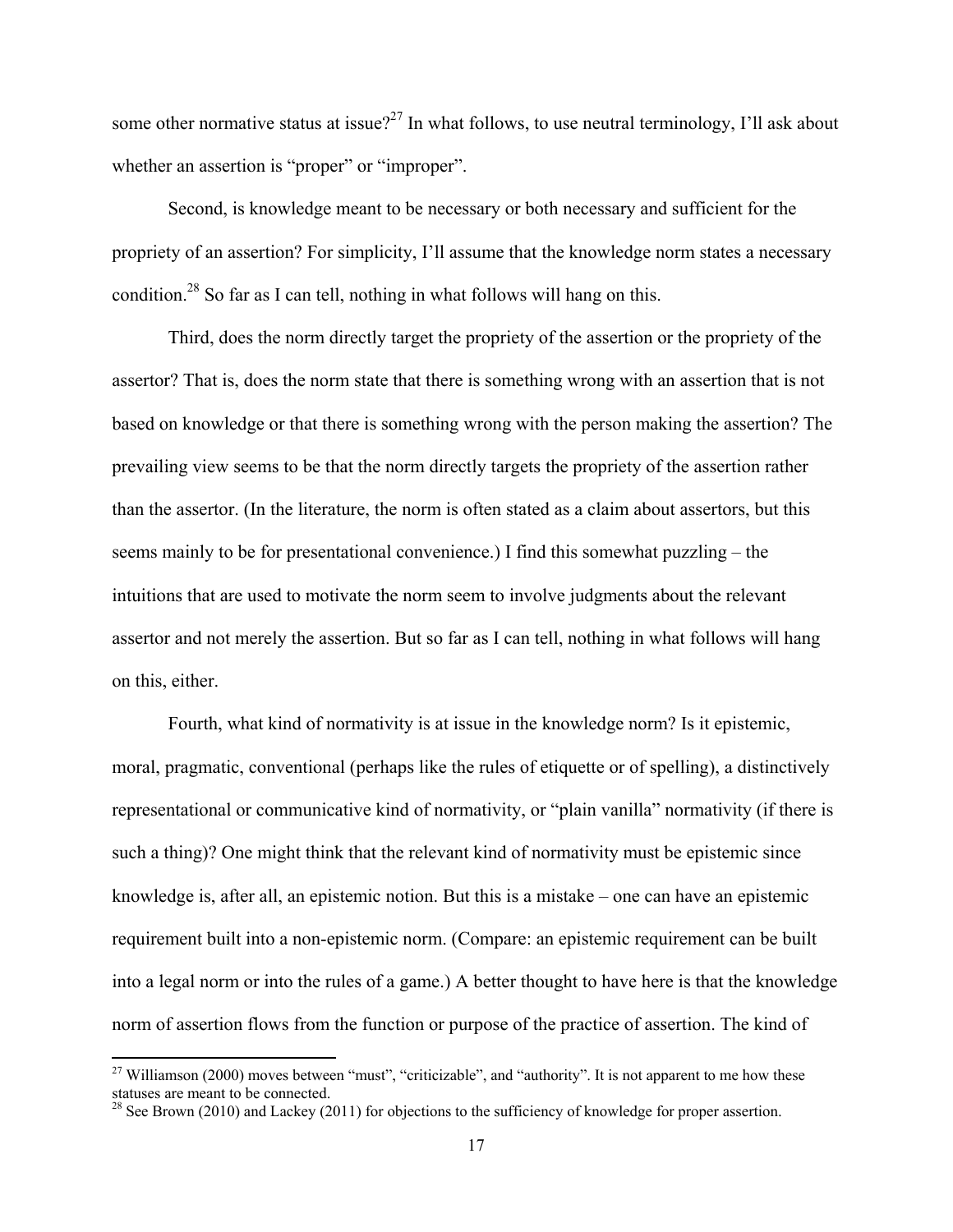some other normative status at issue?[27] In what follows, to use neutral terminology, I'll ask about whether an assertion is "proper" or "improper".

Second, is knowledge meant to be necessary or both necessary and sufficient for the propriety of an assertion? For simplicity, I'll assume that the knowledge norm states a necessary condition.[28] So far as I can tell, nothing in what follows will hang on this.

Third, does the norm directly target the propriety of the assertion or the propriety of the assertor? That is, does the norm state that there is something wrong with an assertion that is not based on knowledge or that there is something wrong with the person making the assertion? The prevailing view seems to be that the norm directly targets the propriety of the assertion rather than the assertor. (In the literature, the norm is often stated as a claim about assertors, but this seems mainly to be for presentational convenience.) I find this somewhat puzzling – the intuitions that are used to motivate the norm seem to involve judgments about the relevant assertor and not merely the assertion. But so far as I can tell, nothing in what follows will hang on this, either.

Fourth, what kind of normativity is at issue in the knowledge norm? Is it epistemic, moral, pragmatic, conventional (perhaps like the rules of etiquette or of spelling), a distinctively representational or communicative kind of normativity, or "plain vanilla" normativity (if there is such a thing)? One might think that the relevant kind of normativity must be epistemic since knowledge is, after all, an epistemic notion. But this is a mistake – one can have an epistemic requirement built into a non-epistemic norm. (Compare: an epistemic requirement can be built into a legal norm or into the rules of a game.) A better thought to have here is that the knowledge norm of assertion flows from the function or purpose of the practice of assertion. The kind of

[27] Williamson (2000) moves between "must", "criticizable", and "authority". It is not apparent to me how these statuses are meant to be connected.

[28] See Brown (2010) and Lackey (2011) for objections to the sufficiency of knowledge for proper assertion.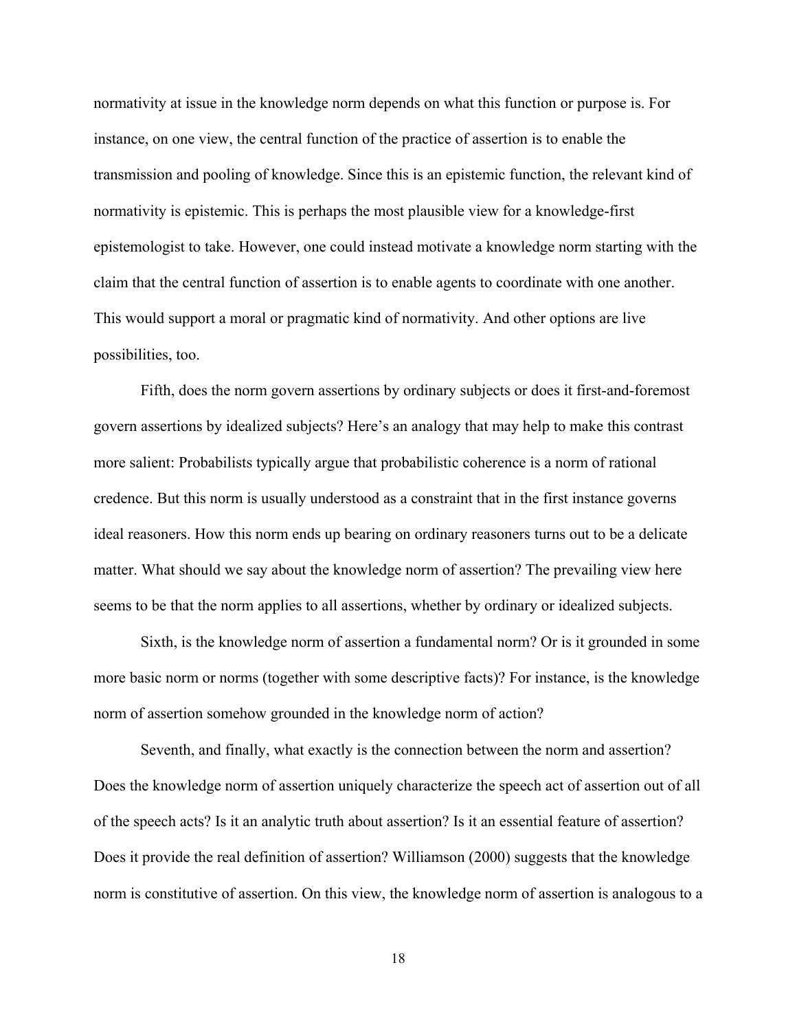normativity at issue in the knowledge norm depends on what this function or purpose is. For instance, on one view, the central function of the practice of assertion is to enable the transmission and pooling of knowledge. Since this is an epistemic function, the relevant kind of normativity is epistemic. This is perhaps the most plausible view for a knowledge-first epistemologist to take. However, one could instead motivate a knowledge norm starting with the claim that the central function of assertion is to enable agents to coordinate with one another. This would support a moral or pragmatic kind of normativity. And other options are live possibilities, too.

Fifth, does the norm govern assertions by ordinary subjects or does it first-and-foremost govern assertions by idealized subjects? Here's an analogy that may help to make this contrast more salient: Probabilists typically argue that probabilistic coherence is a norm of rational credence. But this norm is usually understood as a constraint that in the first instance governs ideal reasoners. How this norm ends up bearing on ordinary reasoners turns out to be a delicate matter. What should we say about the knowledge norm of assertion? The prevailing view here seems to be that the norm applies to all assertions, whether by ordinary or idealized subjects.

Sixth, is the knowledge norm of assertion a fundamental norm? Or is it grounded in some more basic norm or norms (together with some descriptive facts)? For instance, is the knowledge norm of assertion somehow grounded in the knowledge norm of action?

Seventh, and finally, what exactly is the connection between the norm and assertion? Does the knowledge norm of assertion uniquely characterize the speech act of assertion out of all of the speech acts? Is it an analytic truth about assertion? Is it an essential feature of assertion? Does it provide the real definition of assertion? Williamson (2000) suggests that the knowledge norm is constitutive of assertion. On this view, the knowledge norm of assertion is analogous to a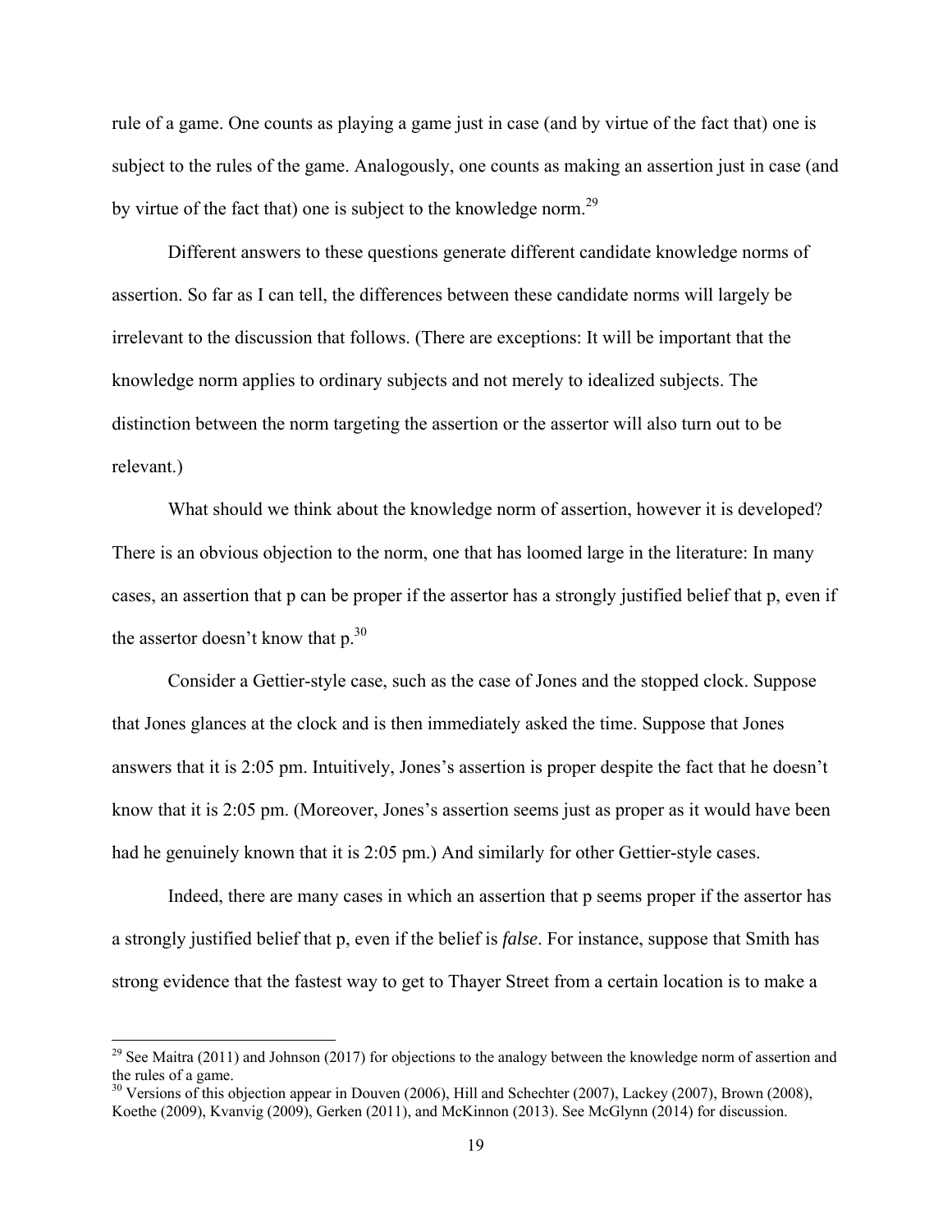rule of a game. One counts as playing a game just in case (and by virtue of the fact that) one is subject to the rules of the game. Analogously, one counts as making an assertion just in case (and by virtue of the fact that) one is subject to the knowledge norm.[29]

Different answers to these questions generate different candidate knowledge norms of assertion. So far as I can tell, the differences between these candidate norms will largely be irrelevant to the discussion that follows. (There are exceptions: It will be important that the knowledge norm applies to ordinary subjects and not merely to idealized subjects. The distinction between the norm targeting the assertion or the assertor will also turn out to be relevant.)

What should we think about the knowledge norm of assertion, however it is developed? There is an obvious objection to the norm, one that has loomed large in the literature: In many cases, an assertion that p can be proper if the assertor has a strongly justified belief that p, even if the assertor doesn't know that p.[30]

Consider a Gettier-style case, such as the case of Jones and the stopped clock. Suppose that Jones glances at the clock and is then immediately asked the time. Suppose that Jones answers that it is 2:05 pm. Intuitively, Jones's assertion is proper despite the fact that he doesn't know that it is 2:05 pm. (Moreover, Jones's assertion seems just as proper as it would have been had he genuinely known that it is 2:05 pm.) And similarly for other Gettier-style cases.

Indeed, there are many cases in which an assertion that p seems proper if the assertor has a strongly justified belief that p, even if the belief is *false*. For instance, suppose that Smith has strong evidence that the fastest way to get to Thayer Street from a certain location is to make a

---

[29] See Maitra (2011) and Johnson (2017) for objections to the analogy between the knowledge norm of assertion and the rules of a game.

[30] Versions of this objection appear in Douven (2006), Hill and Schechter (2007), Lackey (2007), Brown (2008), Koethe (2009), Kvanvig (2009), Gerken (2011), and McKinnon (2013). See McGlynn (2014) for discussion.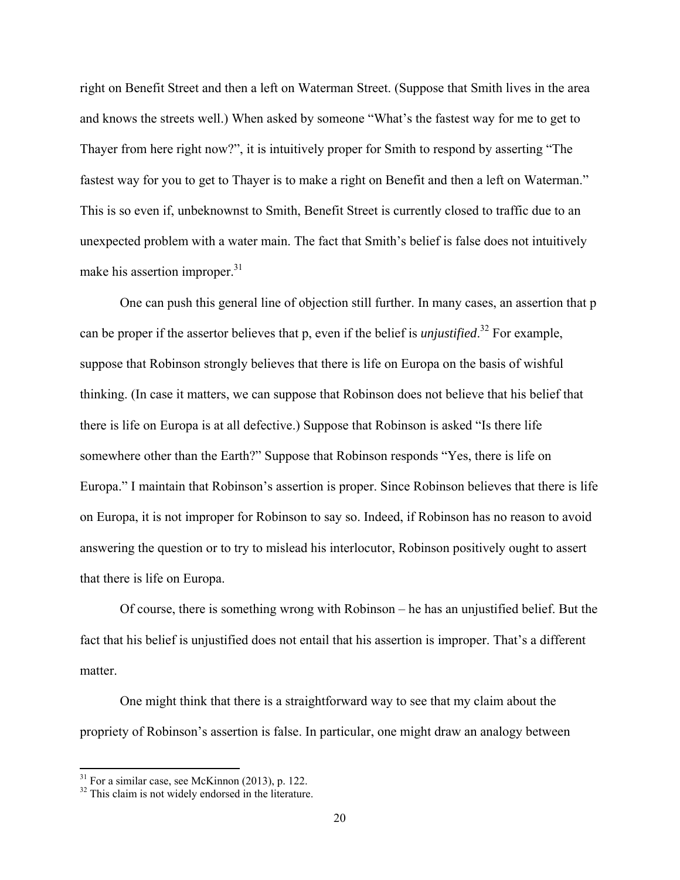right on Benefit Street and then a left on Waterman Street. (Suppose that Smith lives in the area and knows the streets well.) When asked by someone "What's the fastest way for me to get to Thayer from here right now?", it is intuitively proper for Smith to respond by asserting "The fastest way for you to get to Thayer is to make a right on Benefit and then a left on Waterman." This is so even if, unbeknownst to Smith, Benefit Street is currently closed to traffic due to an unexpected problem with a water main. The fact that Smith's belief is false does not intuitively make his assertion improper.[31]

One can push this general line of objection still further. In many cases, an assertion that p can be proper if the assertor believes that p, even if the belief is *unjustified*.[32] For example, suppose that Robinson strongly believes that there is life on Europa on the basis of wishful thinking. (In case it matters, we can suppose that Robinson does not believe that his belief that there is life on Europa is at all defective.) Suppose that Robinson is asked "Is there life somewhere other than the Earth?" Suppose that Robinson responds "Yes, there is life on Europa." I maintain that Robinson's assertion is proper. Since Robinson believes that there is life on Europa, it is not improper for Robinson to say so. Indeed, if Robinson has no reason to avoid answering the question or to try to mislead his interlocutor, Robinson positively ought to assert that there is life on Europa.

Of course, there is something wrong with Robinson – he has an unjustified belief. But the fact that his belief is unjustified does not entail that his assertion is improper. That's a different matter.

One might think that there is a straightforward way to see that my claim about the propriety of Robinson's assertion is false. In particular, one might draw an analogy between

[31] For a similar case, see McKinnon (2013), p. 122.

[32] This claim is not widely endorsed in the literature.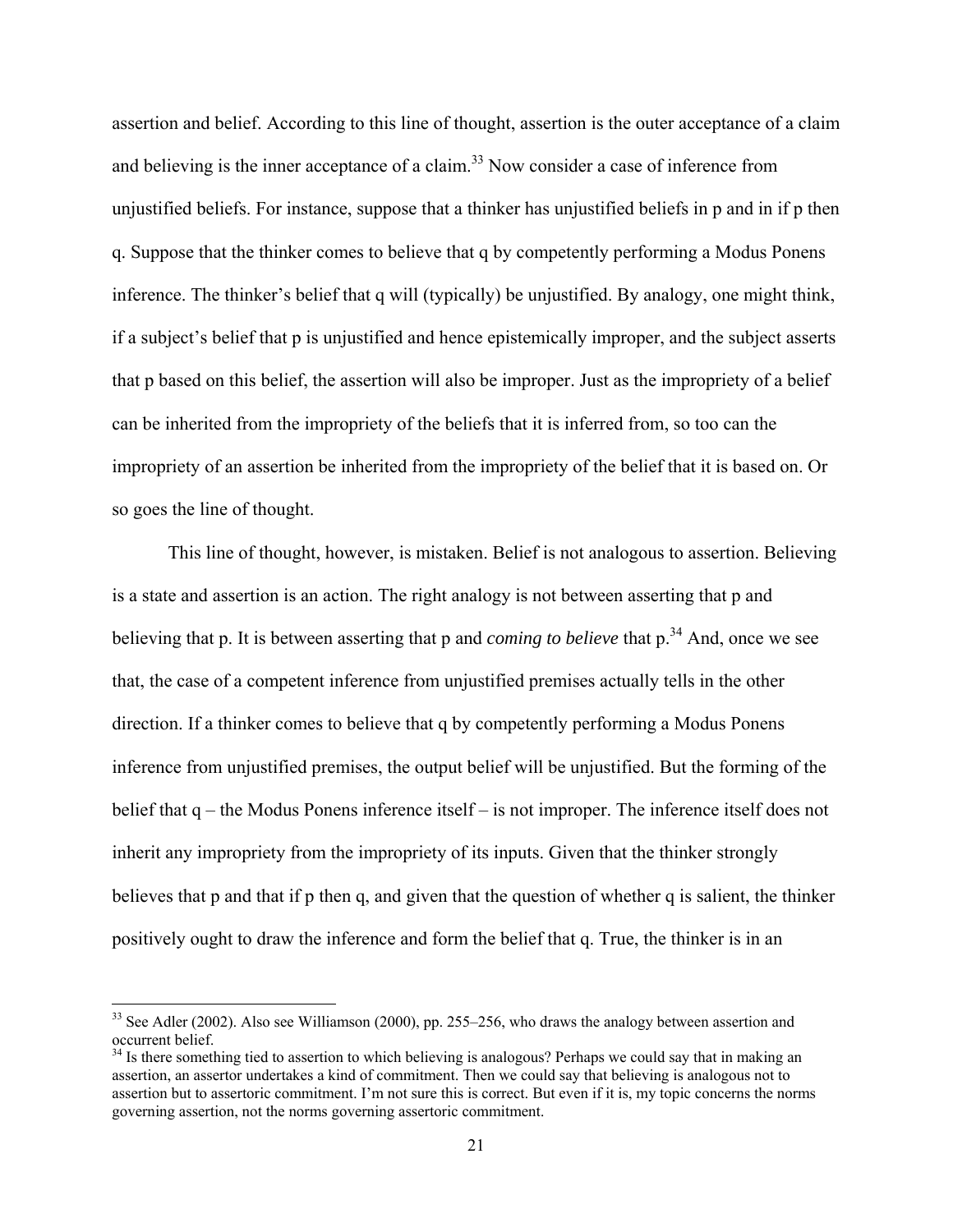assertion and belief. According to this line of thought, assertion is the outer acceptance of a claim and believing is the inner acceptance of a claim.[33] Now consider a case of inference from unjustified beliefs. For instance, suppose that a thinker has unjustified beliefs in p and in if p then q. Suppose that the thinker comes to believe that q by competently performing a Modus Ponens inference. The thinker's belief that q will (typically) be unjustified. By analogy, one might think, if a subject's belief that p is unjustified and hence epistemically improper, and the subject asserts that p based on this belief, the assertion will also be improper. Just as the impropriety of a belief can be inherited from the impropriety of the beliefs that it is inferred from, so too can the impropriety of an assertion be inherited from the impropriety of the belief that it is based on. Or so goes the line of thought.

This line of thought, however, is mistaken. Belief is not analogous to assertion. Believing is a state and assertion is an action. The right analogy is not between asserting that p and believing that p. It is between asserting that p and *coming to believe* that p.[34] And, once we see that, the case of a competent inference from unjustified premises actually tells in the other direction. If a thinker comes to believe that q by competently performing a Modus Ponens inference from unjustified premises, the output belief will be unjustified. But the forming of the belief that q – the Modus Ponens inference itself – is not improper. The inference itself does not inherit any impropriety from the impropriety of its inputs. Given that the thinker strongly believes that p and that if p then q, and given that the question of whether q is salient, the thinker positively ought to draw the inference and form the belief that q. True, the thinker is in an

[33] See Adler (2002). Also see Williamson (2000), pp. 255–256, who draws the analogy between assertion and occurrent belief.

[34] Is there something tied to assertion to which believing is analogous? Perhaps we could say that in making an assertion, an assertor undertakes a kind of commitment. Then we could say that believing is analogous not to assertion but to assertoric commitment. I'm not sure this is correct. But even if it is, my topic concerns the norms governing assertion, not the norms governing assertoric commitment.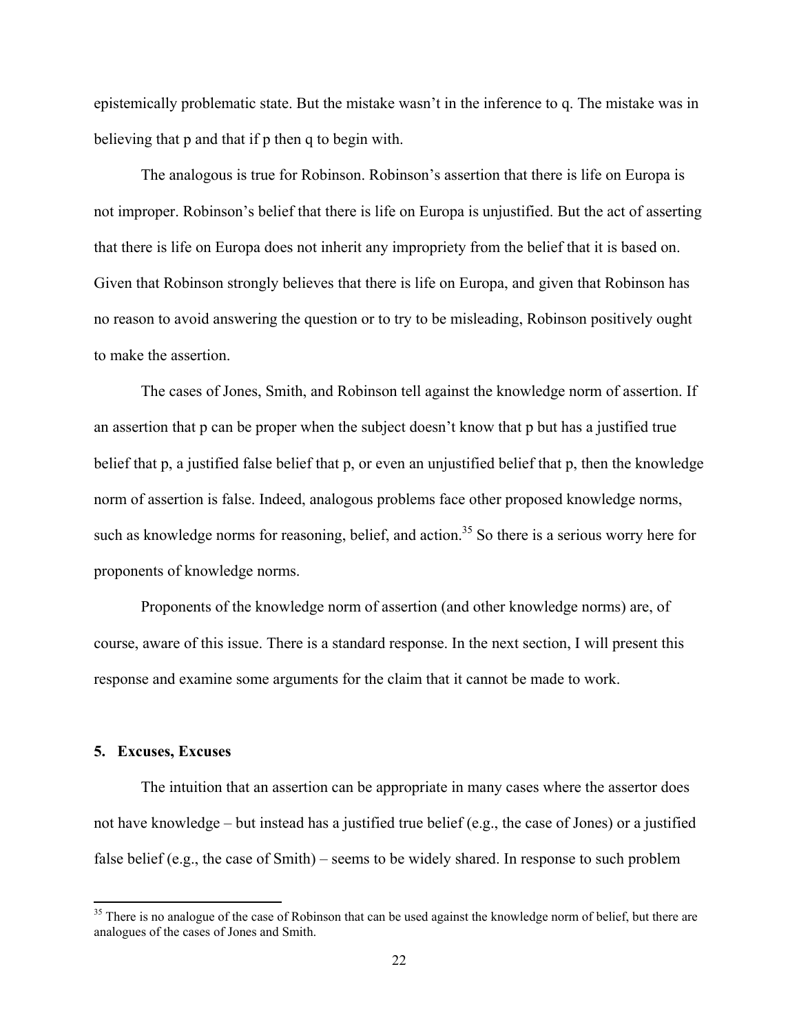epistemically problematic state. But the mistake wasn't in the inference to q. The mistake was in believing that p and that if p then q to begin with.

The analogous is true for Robinson. Robinson's assertion that there is life on Europa is not improper. Robinson's belief that there is life on Europa is unjustified. But the act of asserting that there is life on Europa does not inherit any impropriety from the belief that it is based on. Given that Robinson strongly believes that there is life on Europa, and given that Robinson has no reason to avoid answering the question or to try to be misleading, Robinson positively ought to make the assertion.

The cases of Jones, Smith, and Robinson tell against the knowledge norm of assertion. If an assertion that p can be proper when the subject doesn't know that p but has a justified true belief that p, a justified false belief that p, or even an unjustified belief that p, then the knowledge norm of assertion is false. Indeed, analogous problems face other proposed knowledge norms, such as knowledge norms for reasoning, belief, and action.[35] So there is a serious worry here for proponents of knowledge norms.

Proponents of the knowledge norm of assertion (and other knowledge norms) are, of course, aware of this issue. There is a standard response. In the next section, I will present this response and examine some arguments for the claim that it cannot be made to work.

## 5. Excuses, Excuses

The intuition that an assertion can be appropriate in many cases where the assertor does not have knowledge – but instead has a justified true belief (e.g., the case of Jones) or a justified false belief (e.g., the case of Smith) – seems to be widely shared. In response to such problem

---

[35] There is no analogue of the case of Robinson that can be used against the knowledge norm of belief, but there are analogues of the cases of Jones and Smith.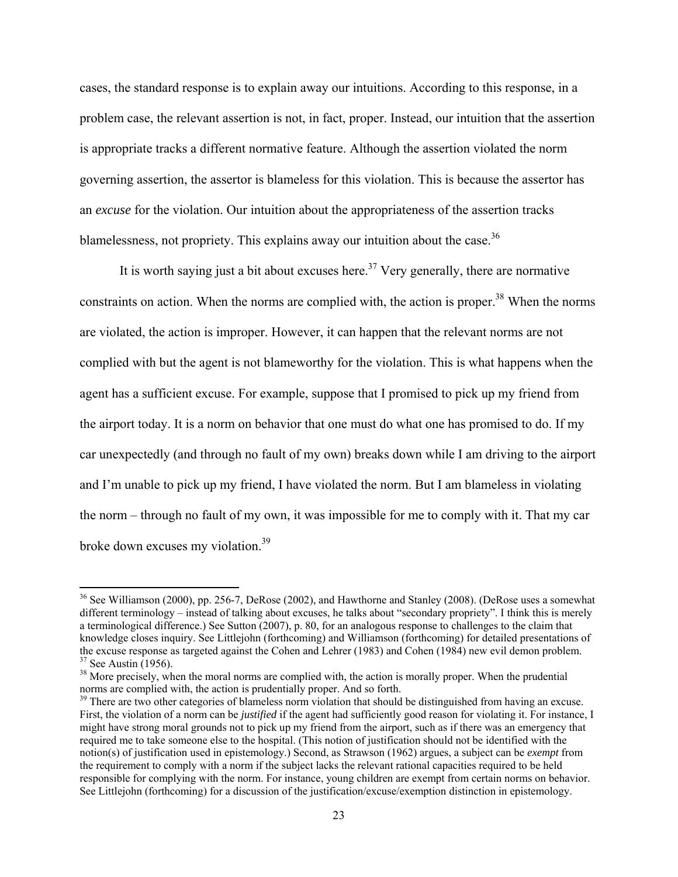cases, the standard response is to explain away our intuitions. According to this response, in a problem case, the relevant assertion is not, in fact, proper. Instead, our intuition that the assertion is appropriate tracks a different normative feature. Although the assertion violated the norm governing assertion, the assertor is blameless for this violation. This is because the assertor has an *excuse* for the violation. Our intuition about the appropriateness of the assertion tracks blamelessness, not propriety. This explains away our intuition about the case.[36]

It is worth saying just a bit about excuses here.[37] Very generally, there are normative constraints on action. When the norms are complied with, the action is proper.[38] When the norms are violated, the action is improper. However, it can happen that the relevant norms are not complied with but the agent is not blameworthy for the violation. This is what happens when the agent has a sufficient excuse. For example, suppose that I promised to pick up my friend from the airport today. It is a norm on behavior that one must do what one has promised to do. If my car unexpectedly (and through no fault of my own) breaks down while I am driving to the airport and I'm unable to pick up my friend, I have violated the norm. But I am blameless in violating the norm – through no fault of my own, it was impossible for me to comply with it. That my car broke down excuses my violation.[39]

---

[36] See Williamson (2000), pp. 256-7, DeRose (2002), and Hawthorne and Stanley (2008). (DeRose uses a somewhat different terminology – instead of talking about excuses, he talks about "secondary propriety". I think this is merely a terminological difference.) See Sutton (2007), p. 80, for an analogous response to challenges to the claim that knowledge closes inquiry. See Littlejohn (forthcoming) and Williamson (forthcoming) for detailed presentations of the excuse response as targeted against the Cohen and Lehrer (1983) and Cohen (1984) new evil demon problem.

[37] See Austin (1956).

[38] More precisely, when the moral norms are complied with, the action is morally proper. When the prudential norms are complied with, the action is prudentially proper. And so forth.

[39] There are two other categories of blameless norm violation that should be distinguished from having an excuse. First, the violation of a norm can be *justified* if the agent had sufficiently good reason for violating it. For instance, I might have strong moral grounds not to pick up my friend from the airport, such as if there was an emergency that required me to take someone else to the hospital. (This notion of justification should not be identified with the notion(s) of justification used in epistemology.) Second, as Strawson (1962) argues, a subject can be *exempt* from the requirement to comply with a norm if the subject lacks the relevant rational capacities required to be held responsible for complying with the norm. For instance, young children are exempt from certain norms on behavior. See Littlejohn (forthcoming) for a discussion of the justification/excuse/exemption distinction in epistemology.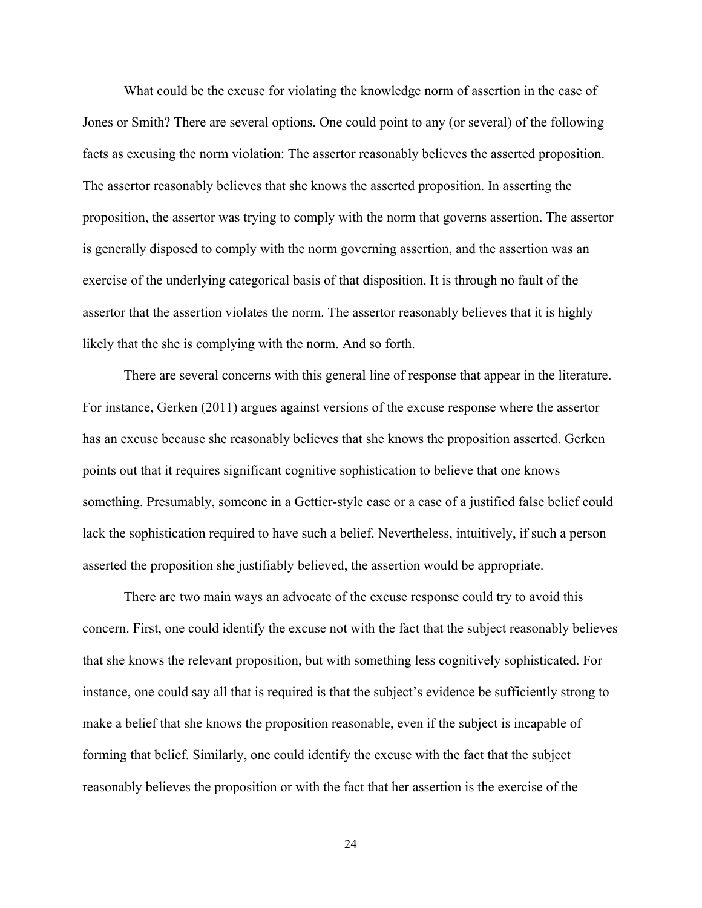What could be the excuse for violating the knowledge norm of assertion in the case of Jones or Smith? There are several options. One could point to any (or several) of the following facts as excusing the norm violation: The assertor reasonably believes the asserted proposition. The assertor reasonably believes that she knows the asserted proposition. In asserting the proposition, the assertor was trying to comply with the norm that governs assertion. The assertor is generally disposed to comply with the norm governing assertion, and the assertion was an exercise of the underlying categorical basis of that disposition. It is through no fault of the assertor that the assertion violates the norm. The assertor reasonably believes that it is highly likely that the she is complying with the norm. And so forth.

There are several concerns with this general line of response that appear in the literature. For instance, Gerken (2011) argues against versions of the excuse response where the assertor has an excuse because she reasonably believes that she knows the proposition asserted. Gerken points out that it requires significant cognitive sophistication to believe that one knows something. Presumably, someone in a Gettier-style case or a case of a justified false belief could lack the sophistication required to have such a belief. Nevertheless, intuitively, if such a person asserted the proposition she justifiably believed, the assertion would be appropriate.

There are two main ways an advocate of the excuse response could try to avoid this concern. First, one could identify the excuse not with the fact that the subject reasonably believes that she knows the relevant proposition, but with something less cognitively sophisticated. For instance, one could say all that is required is that the subject's evidence be sufficiently strong to make a belief that she knows the proposition reasonable, even if the subject is incapable of forming that belief. Similarly, one could identify the excuse with the fact that the subject reasonably believes the proposition or with the fact that her assertion is the exercise of the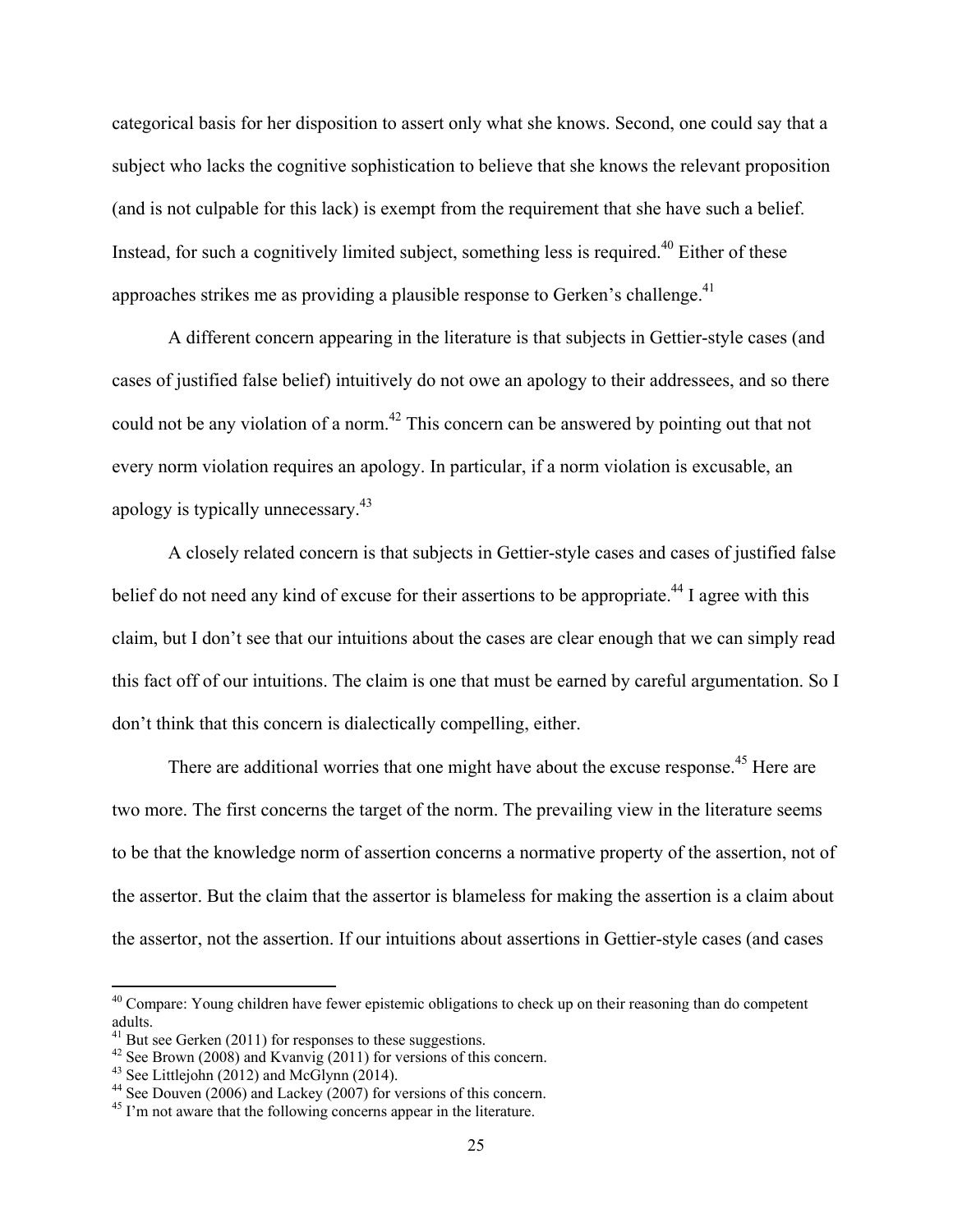categorical basis for her disposition to assert only what she knows. Second, one could say that a subject who lacks the cognitive sophistication to believe that she knows the relevant proposition (and is not culpable for this lack) is exempt from the requirement that she have such a belief. Instead, for such a cognitively limited subject, something less is required.[40] Either of these approaches strikes me as providing a plausible response to Gerken's challenge.[41]

A different concern appearing in the literature is that subjects in Gettier-style cases (and cases of justified false belief) intuitively do not owe an apology to their addressees, and so there could not be any violation of a norm.[42] This concern can be answered by pointing out that not every norm violation requires an apology. In particular, if a norm violation is excusable, an apology is typically unnecessary.[43]

A closely related concern is that subjects in Gettier-style cases and cases of justified false belief do not need any kind of excuse for their assertions to be appropriate.[44] I agree with this claim, but I don't see that our intuitions about the cases are clear enough that we can simply read this fact off of our intuitions. The claim is one that must be earned by careful argumentation. So I don't think that this concern is dialectically compelling, either.

There are additional worries that one might have about the excuse response.[45] Here are two more. The first concerns the target of the norm. The prevailing view in the literature seems to be that the knowledge norm of assertion concerns a normative property of the assertion, not of the assertor. But the claim that the assertor is blameless for making the assertion is a claim about the assertor, not the assertion. If our intuitions about assertions in Gettier-style cases (and cases

---

[40] Compare: Young children have fewer epistemic obligations to check up on their reasoning than do competent adults.

[41] But see Gerken (2011) for responses to these suggestions.

[42] See Brown (2008) and Kvanvig (2011) for versions of this concern.

[43] See Littlejohn (2012) and McGlynn (2014).

[44] See Douven (2006) and Lackey (2007) for versions of this concern.

[45] I'm not aware that the following concerns appear in the literature.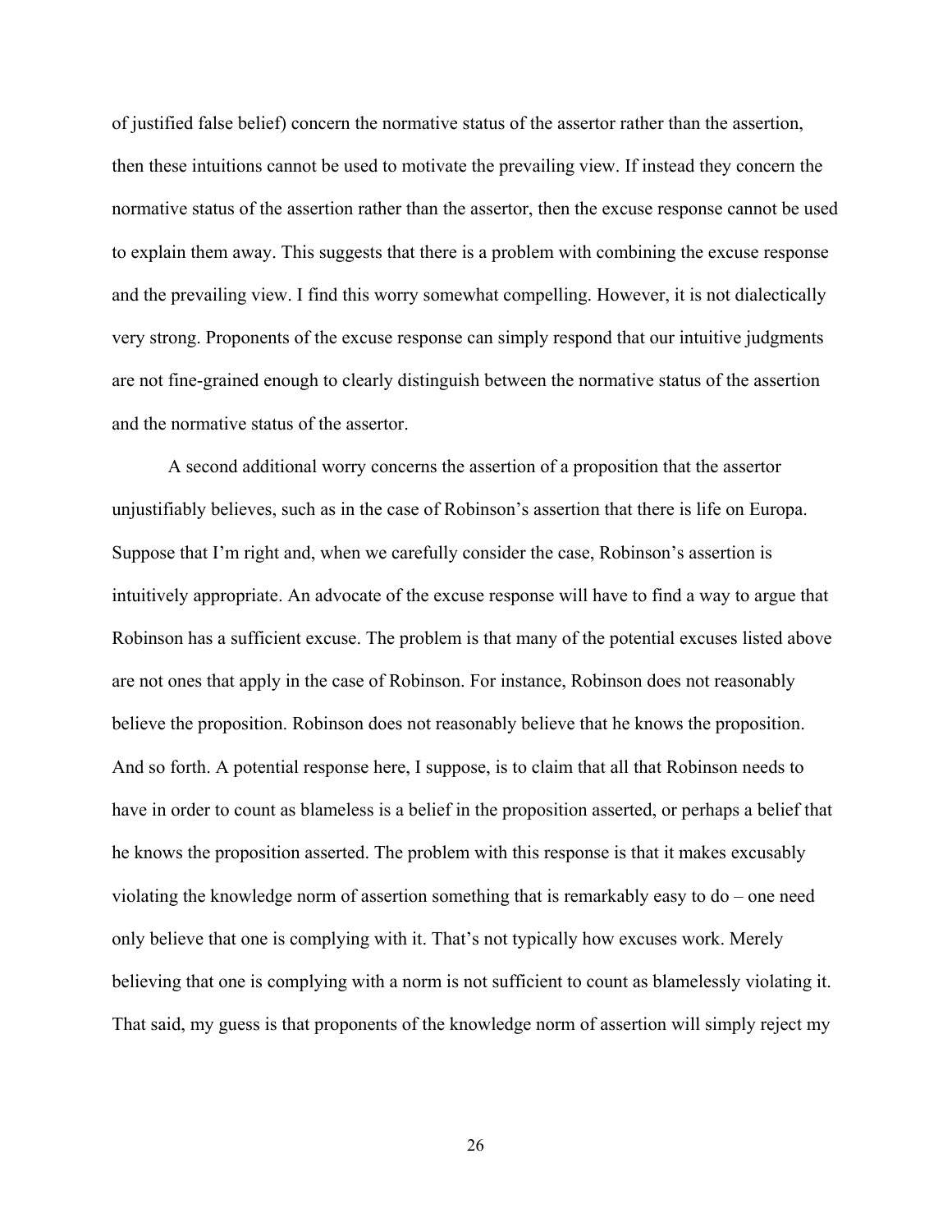of justified false belief) concern the normative status of the assertor rather than the assertion, then these intuitions cannot be used to motivate the prevailing view. If instead they concern the normative status of the assertion rather than the assertor, then the excuse response cannot be used to explain them away. This suggests that there is a problem with combining the excuse response and the prevailing view. I find this worry somewhat compelling. However, it is not dialectically very strong. Proponents of the excuse response can simply respond that our intuitive judgments are not fine-grained enough to clearly distinguish between the normative status of the assertion and the normative status of the assertor.

A second additional worry concerns the assertion of a proposition that the assertor unjustifiably believes, such as in the case of Robinson's assertion that there is life on Europa. Suppose that I'm right and, when we carefully consider the case, Robinson's assertion is intuitively appropriate. An advocate of the excuse response will have to find a way to argue that Robinson has a sufficient excuse. The problem is that many of the potential excuses listed above are not ones that apply in the case of Robinson. For instance, Robinson does not reasonably believe the proposition. Robinson does not reasonably believe that he knows the proposition. And so forth. A potential response here, I suppose, is to claim that all that Robinson needs to have in order to count as blameless is a belief in the proposition asserted, or perhaps a belief that he knows the proposition asserted. The problem with this response is that it makes excusably violating the knowledge norm of assertion something that is remarkably easy to do – one need only believe that one is complying with it. That's not typically how excuses work. Merely believing that one is complying with a norm is not sufficient to count as blamelessly violating it. That said, my guess is that proponents of the knowledge norm of assertion will simply reject my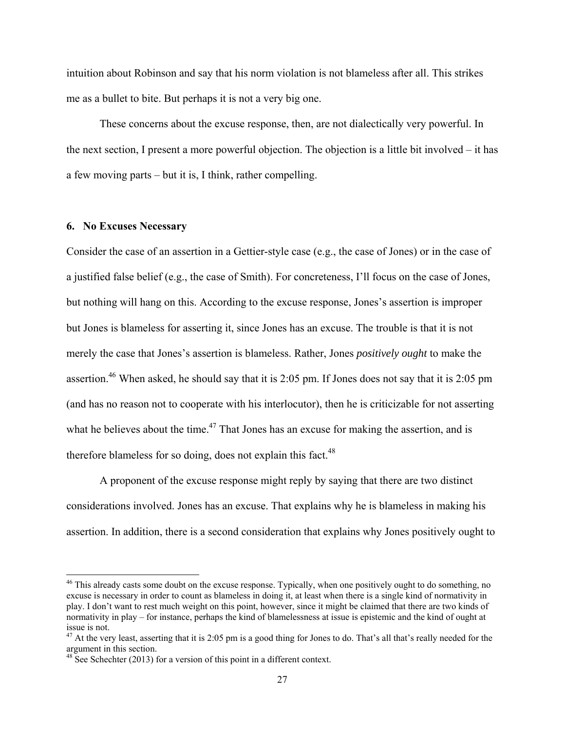intuition about Robinson and say that his norm violation is not blameless after all. This strikes me as a bullet to bite. But perhaps it is not a very big one.

These concerns about the excuse response, then, are not dialectically very powerful. In the next section, I present a more powerful objection. The objection is a little bit involved – it has a few moving parts – but it is, I think, rather compelling.

## 6. No Excuses Necessary

Consider the case of an assertion in a Gettier-style case (e.g., the case of Jones) or in the case of a justified false belief (e.g., the case of Smith). For concreteness, I'll focus on the case of Jones, but nothing will hang on this. According to the excuse response, Jones's assertion is improper but Jones is blameless for asserting it, since Jones has an excuse. The trouble is that it is not merely the case that Jones's assertion is blameless. Rather, Jones *positively ought* to make the assertion.[46] When asked, he should say that it is 2:05 pm. If Jones does not say that it is 2:05 pm (and has no reason not to cooperate with his interlocutor), then he is criticizable for not asserting what he believes about the time.[47] That Jones has an excuse for making the assertion, and is therefore blameless for so doing, does not explain this fact.[48]

A proponent of the excuse response might reply by saying that there are two distinct considerations involved. Jones has an excuse. That explains why he is blameless in making his assertion. In addition, there is a second consideration that explains why Jones positively ought to

---

[46] This already casts some doubt on the excuse response. Typically, when one positively ought to do something, no excuse is necessary in order to count as blameless in doing it, at least when there is a single kind of normativity in play. I don't want to rest much weight on this point, however, since it might be claimed that there are two kinds of normativity in play – for instance, perhaps the kind of blamelessness at issue is epistemic and the kind of ought at issue is not.

[47] At the very least, asserting that it is 2:05 pm is a good thing for Jones to do. That's all that's really needed for the argument in this section.

[48] See Schechter (2013) for a version of this point in a different context.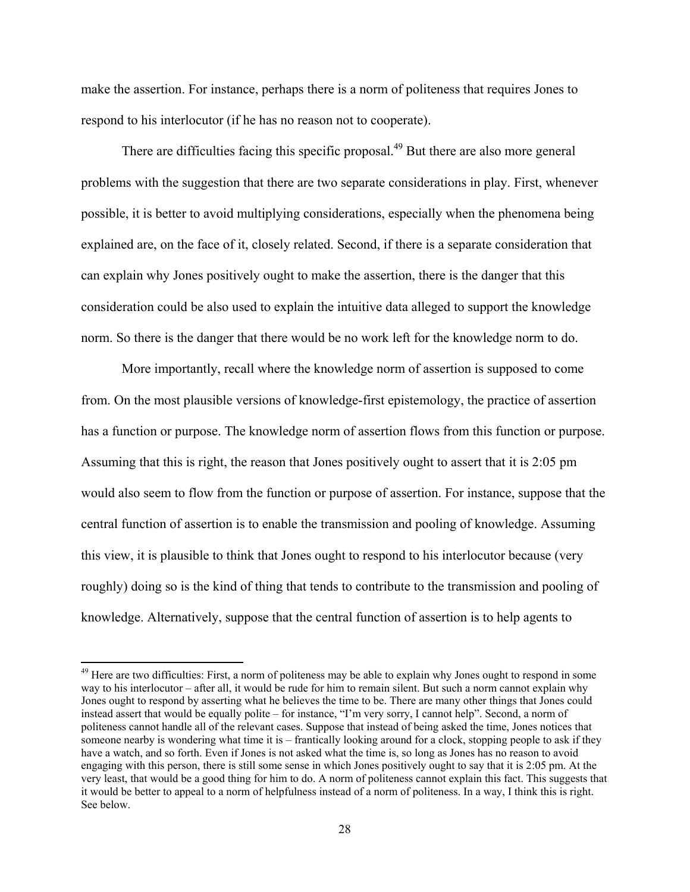make the assertion. For instance, perhaps there is a norm of politeness that requires Jones to respond to his interlocutor (if he has no reason not to cooperate).

There are difficulties facing this specific proposal.[49] But there are also more general problems with the suggestion that there are two separate considerations in play. First, whenever possible, it is better to avoid multiplying considerations, especially when the phenomena being explained are, on the face of it, closely related. Second, if there is a separate consideration that can explain why Jones positively ought to make the assertion, there is the danger that this consideration could be also used to explain the intuitive data alleged to support the knowledge norm. So there is the danger that there would be no work left for the knowledge norm to do.

More importantly, recall where the knowledge norm of assertion is supposed to come from. On the most plausible versions of knowledge-first epistemology, the practice of assertion has a function or purpose. The knowledge norm of assertion flows from this function or purpose. Assuming that this is right, the reason that Jones positively ought to assert that it is 2:05 pm would also seem to flow from the function or purpose of assertion. For instance, suppose that the central function of assertion is to enable the transmission and pooling of knowledge. Assuming this view, it is plausible to think that Jones ought to respond to his interlocutor because (very roughly) doing so is the kind of thing that tends to contribute to the transmission and pooling of knowledge. Alternatively, suppose that the central function of assertion is to help agents to

[49] Here are two difficulties: First, a norm of politeness may be able to explain why Jones ought to respond in some way to his interlocutor – after all, it would be rude for him to remain silent. But such a norm cannot explain why Jones ought to respond by asserting what he believes the time to be. There are many other things that Jones could instead assert that would be equally polite – for instance, "I'm very sorry, I cannot help". Second, a norm of politeness cannot handle all of the relevant cases. Suppose that instead of being asked the time, Jones notices that someone nearby is wondering what time it is – frantically looking around for a clock, stopping people to ask if they have a watch, and so forth. Even if Jones is not asked what the time is, so long as Jones has no reason to avoid engaging with this person, there is still some sense in which Jones positively ought to say that it is 2:05 pm. At the very least, that would be a good thing for him to do. A norm of politeness cannot explain this fact. This suggests that it would be better to appeal to a norm of helpfulness instead of a norm of politeness. In a way, I think this is right. See below.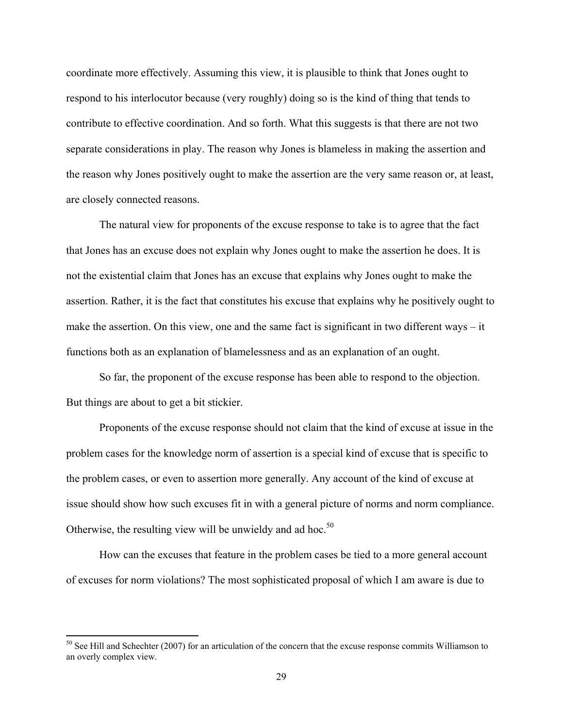coordinate more effectively. Assuming this view, it is plausible to think that Jones ought to respond to his interlocutor because (very roughly) doing so is the kind of thing that tends to contribute to effective coordination. And so forth. What this suggests is that there are not two separate considerations in play. The reason why Jones is blameless in making the assertion and the reason why Jones positively ought to make the assertion are the very same reason or, at least, are closely connected reasons.

The natural view for proponents of the excuse response to take is to agree that the fact that Jones has an excuse does not explain why Jones ought to make the assertion he does. It is not the existential claim that Jones has an excuse that explains why Jones ought to make the assertion. Rather, it is the fact that constitutes his excuse that explains why he positively ought to make the assertion. On this view, one and the same fact is significant in two different ways – it functions both as an explanation of blamelessness and as an explanation of an ought.

So far, the proponent of the excuse response has been able to respond to the objection. But things are about to get a bit stickier.

Proponents of the excuse response should not claim that the kind of excuse at issue in the problem cases for the knowledge norm of assertion is a special kind of excuse that is specific to the problem cases, or even to assertion more generally. Any account of the kind of excuse at issue should show how such excuses fit in with a general picture of norms and norm compliance. Otherwise, the resulting view will be unwieldy and ad hoc.[50]

How can the excuses that feature in the problem cases be tied to a more general account of excuses for norm violations? The most sophisticated proposal of which I am aware is due to

[50] See Hill and Schechter (2007) for an articulation of the concern that the excuse response commits Williamson to an overly complex view.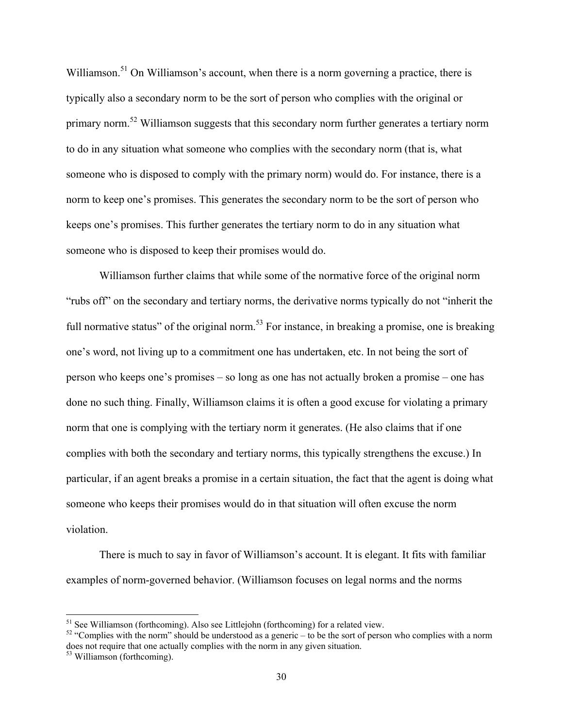Williamson.[51] On Williamson's account, when there is a norm governing a practice, there is typically also a secondary norm to be the sort of person who complies with the original or primary norm.[52] Williamson suggests that this secondary norm further generates a tertiary norm to do in any situation what someone who complies with the secondary norm (that is, what someone who is disposed to comply with the primary norm) would do. For instance, there is a norm to keep one's promises. This generates the secondary norm to be the sort of person who keeps one's promises. This further generates the tertiary norm to do in any situation what someone who is disposed to keep their promises would do.

Williamson further claims that while some of the normative force of the original norm "rubs off" on the secondary and tertiary norms, the derivative norms typically do not "inherit the full normative status" of the original norm.[53] For instance, in breaking a promise, one is breaking one's word, not living up to a commitment one has undertaken, etc. In not being the sort of person who keeps one's promises – so long as one has not actually broken a promise – one has done no such thing. Finally, Williamson claims it is often a good excuse for violating a primary norm that one is complying with the tertiary norm it generates. (He also claims that if one complies with both the secondary and tertiary norms, this typically strengthens the excuse.) In particular, if an agent breaks a promise in a certain situation, the fact that the agent is doing what someone who keeps their promises would do in that situation will often excuse the norm violation.

There is much to say in favor of Williamson's account. It is elegant. It fits with familiar examples of norm-governed behavior. (Williamson focuses on legal norms and the norms

---

[51] See Williamson (forthcoming). Also see Littlejohn (forthcoming) for a related view.

[52] "Complies with the norm" should be understood as a generic – to be the sort of person who complies with a norm does not require that one actually complies with the norm in any given situation.

[53] Williamson (forthcoming).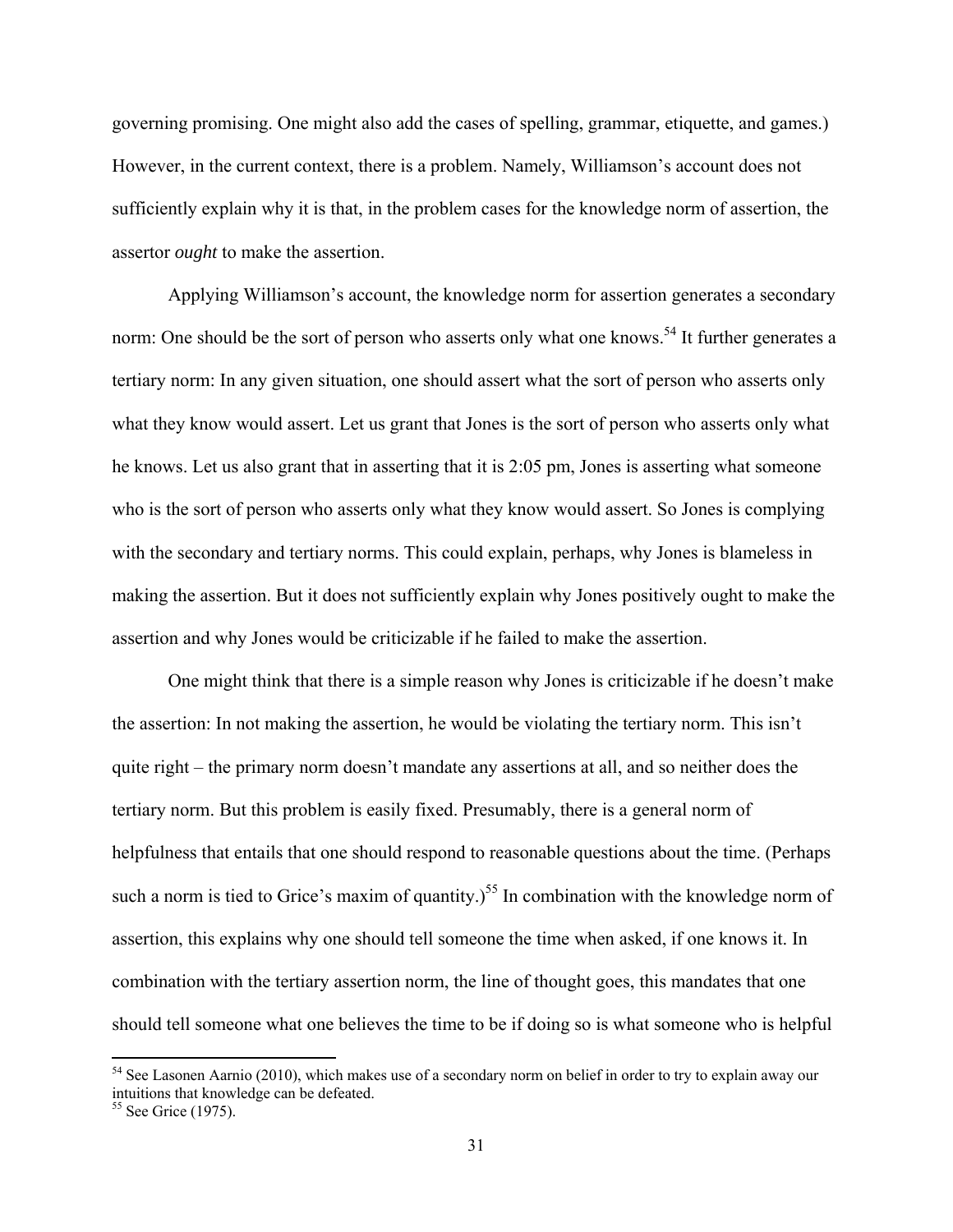governing promising. One might also add the cases of spelling, grammar, etiquette, and games.) However, in the current context, there is a problem. Namely, Williamson's account does not sufficiently explain why it is that, in the problem cases for the knowledge norm of assertion, the assertor *ought* to make the assertion.

Applying Williamson's account, the knowledge norm for assertion generates a secondary norm: One should be the sort of person who asserts only what one knows.[54] It further generates a tertiary norm: In any given situation, one should assert what the sort of person who asserts only what they know would assert. Let us grant that Jones is the sort of person who asserts only what he knows. Let us also grant that in asserting that it is 2:05 pm, Jones is asserting what someone who is the sort of person who asserts only what they know would assert. So Jones is complying with the secondary and tertiary norms. This could explain, perhaps, why Jones is blameless in making the assertion. But it does not sufficiently explain why Jones positively ought to make the assertion and why Jones would be criticizable if he failed to make the assertion.

One might think that there is a simple reason why Jones is criticizable if he doesn't make the assertion: In not making the assertion, he would be violating the tertiary norm. This isn't quite right – the primary norm doesn't mandate any assertions at all, and so neither does the tertiary norm. But this problem is easily fixed. Presumably, there is a general norm of helpfulness that entails that one should respond to reasonable questions about the time. (Perhaps such a norm is tied to Grice's maxim of quantity.)[55] In combination with the knowledge norm of assertion, this explains why one should tell someone the time when asked, if one knows it. In combination with the tertiary assertion norm, the line of thought goes, this mandates that one should tell someone what one believes the time to be if doing so is what someone who is helpful

[54] See Lasonen Aarnio (2010), which makes use of a secondary norm on belief in order to try to explain away our intuitions that knowledge can be defeated.

[55] See Grice (1975).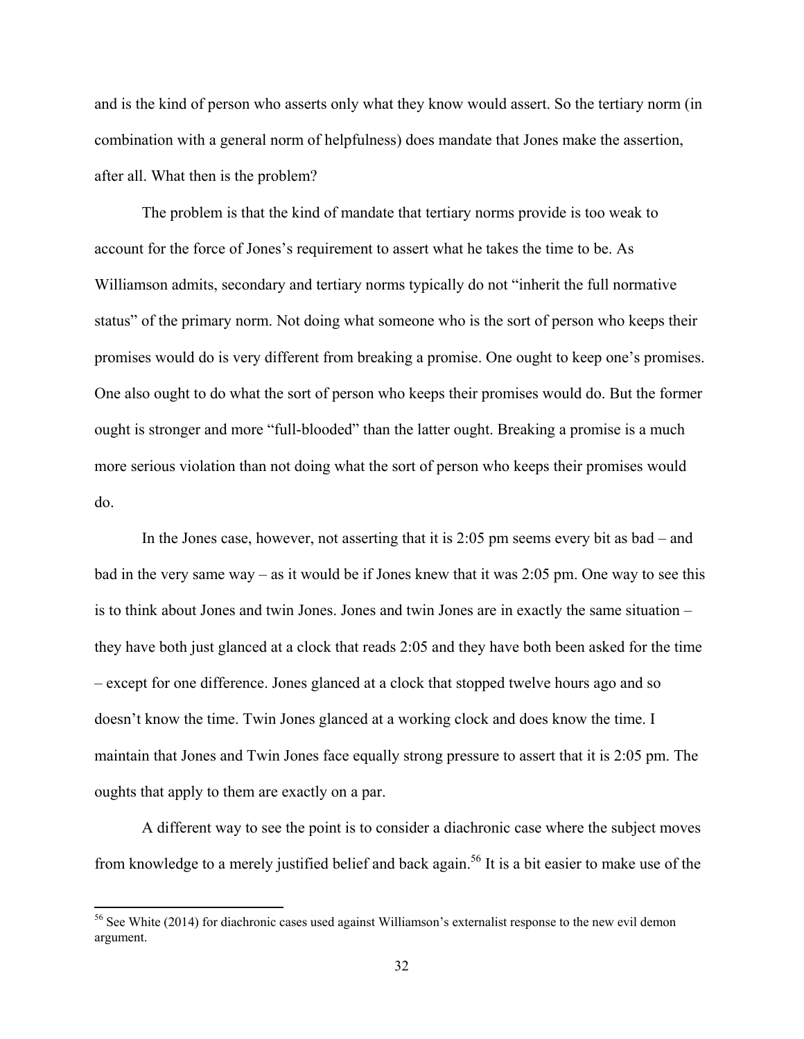and is the kind of person who asserts only what they know would assert. So the tertiary norm (in combination with a general norm of helpfulness) does mandate that Jones make the assertion, after all. What then is the problem?

The problem is that the kind of mandate that tertiary norms provide is too weak to account for the force of Jones's requirement to assert what he takes the time to be. As Williamson admits, secondary and tertiary norms typically do not "inherit the full normative status" of the primary norm. Not doing what someone who is the sort of person who keeps their promises would do is very different from breaking a promise. One ought to keep one's promises. One also ought to do what the sort of person who keeps their promises would do. But the former ought is stronger and more "full-blooded" than the latter ought. Breaking a promise is a much more serious violation than not doing what the sort of person who keeps their promises would do.

In the Jones case, however, not asserting that it is 2:05 pm seems every bit as bad – and bad in the very same way – as it would be if Jones knew that it was 2:05 pm. One way to see this is to think about Jones and twin Jones. Jones and twin Jones are in exactly the same situation – they have both just glanced at a clock that reads 2:05 and they have both been asked for the time – except for one difference. Jones glanced at a clock that stopped twelve hours ago and so doesn't know the time. Twin Jones glanced at a working clock and does know the time. I maintain that Jones and Twin Jones face equally strong pressure to assert that it is 2:05 pm. The oughts that apply to them are exactly on a par.

A different way to see the point is to consider a diachronic case where the subject moves from knowledge to a merely justified belief and back again.[56] It is a bit easier to make use of the

[56] See White (2014) for diachronic cases used against Williamson's externalist response to the new evil demon argument.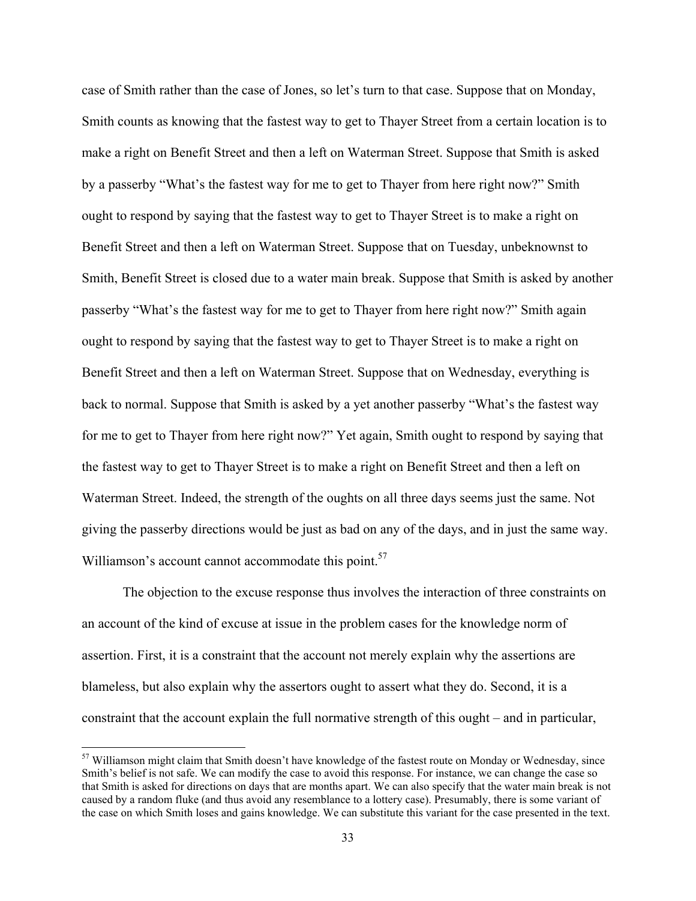case of Smith rather than the case of Jones, so let's turn to that case. Suppose that on Monday, Smith counts as knowing that the fastest way to get to Thayer Street from a certain location is to make a right on Benefit Street and then a left on Waterman Street. Suppose that Smith is asked by a passerby "What's the fastest way for me to get to Thayer from here right now?" Smith ought to respond by saying that the fastest way to get to Thayer Street is to make a right on Benefit Street and then a left on Waterman Street. Suppose that on Tuesday, unbeknownst to Smith, Benefit Street is closed due to a water main break. Suppose that Smith is asked by another passerby "What's the fastest way for me to get to Thayer from here right now?" Smith again ought to respond by saying that the fastest way to get to Thayer Street is to make a right on Benefit Street and then a left on Waterman Street. Suppose that on Wednesday, everything is back to normal. Suppose that Smith is asked by a yet another passerby "What's the fastest way for me to get to Thayer from here right now?" Yet again, Smith ought to respond by saying that the fastest way to get to Thayer Street is to make a right on Benefit Street and then a left on Waterman Street. Indeed, the strength of the oughts on all three days seems just the same. Not giving the passerby directions would be just as bad on any of the days, and in just the same way. Williamson's account cannot accommodate this point.[57]

The objection to the excuse response thus involves the interaction of three constraints on an account of the kind of excuse at issue in the problem cases for the knowledge norm of assertion. First, it is a constraint that the account not merely explain why the assertions are blameless, but also explain why the assertors ought to assert what they do. Second, it is a constraint that the account explain the full normative strength of this ought – and in particular,

[57] Williamson might claim that Smith doesn't have knowledge of the fastest route on Monday or Wednesday, since Smith's belief is not safe. We can modify the case to avoid this response. For instance, we can change the case so that Smith is asked for directions on days that are months apart. We can also specify that the water main break is not caused by a random fluke (and thus avoid any resemblance to a lottery case). Presumably, there is some variant of the case on which Smith loses and gains knowledge. We can substitute this variant for the case presented in the text.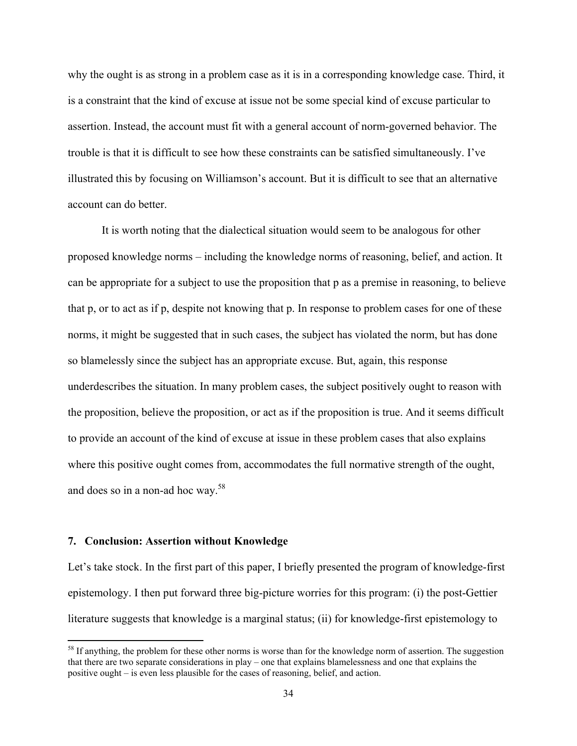why the ought is as strong in a problem case as it is in a corresponding knowledge case. Third, it is a constraint that the kind of excuse at issue not be some special kind of excuse particular to assertion. Instead, the account must fit with a general account of norm-governed behavior. The trouble is that it is difficult to see how these constraints can be satisfied simultaneously. I've illustrated this by focusing on Williamson's account. But it is difficult to see that an alternative account can do better.

It is worth noting that the dialectical situation would seem to be analogous for other proposed knowledge norms – including the knowledge norms of reasoning, belief, and action. It can be appropriate for a subject to use the proposition that p as a premise in reasoning, to believe that p, or to act as if p, despite not knowing that p. In response to problem cases for one of these norms, it might be suggested that in such cases, the subject has violated the norm, but has done so blamelessly since the subject has an appropriate excuse. But, again, this response underdescribes the situation. In many problem cases, the subject positively ought to reason with the proposition, believe the proposition, or act as if the proposition is true. And it seems difficult to provide an account of the kind of excuse at issue in these problem cases that also explains where this positive ought comes from, accommodates the full normative strength of the ought, and does so in a non-ad hoc way.[58]

## 7. Conclusion: Assertion without Knowledge

Let's take stock. In the first part of this paper, I briefly presented the program of knowledge-first epistemology. I then put forward three big-picture worries for this program: (i) the post-Gettier literature suggests that knowledge is a marginal status; (ii) for knowledge-first epistemology to

[58] If anything, the problem for these other norms is worse than for the knowledge norm of assertion. The suggestion that there are two separate considerations in play – one that explains blamelessness and one that explains the positive ought – is even less plausible for the cases of reasoning, belief, and action.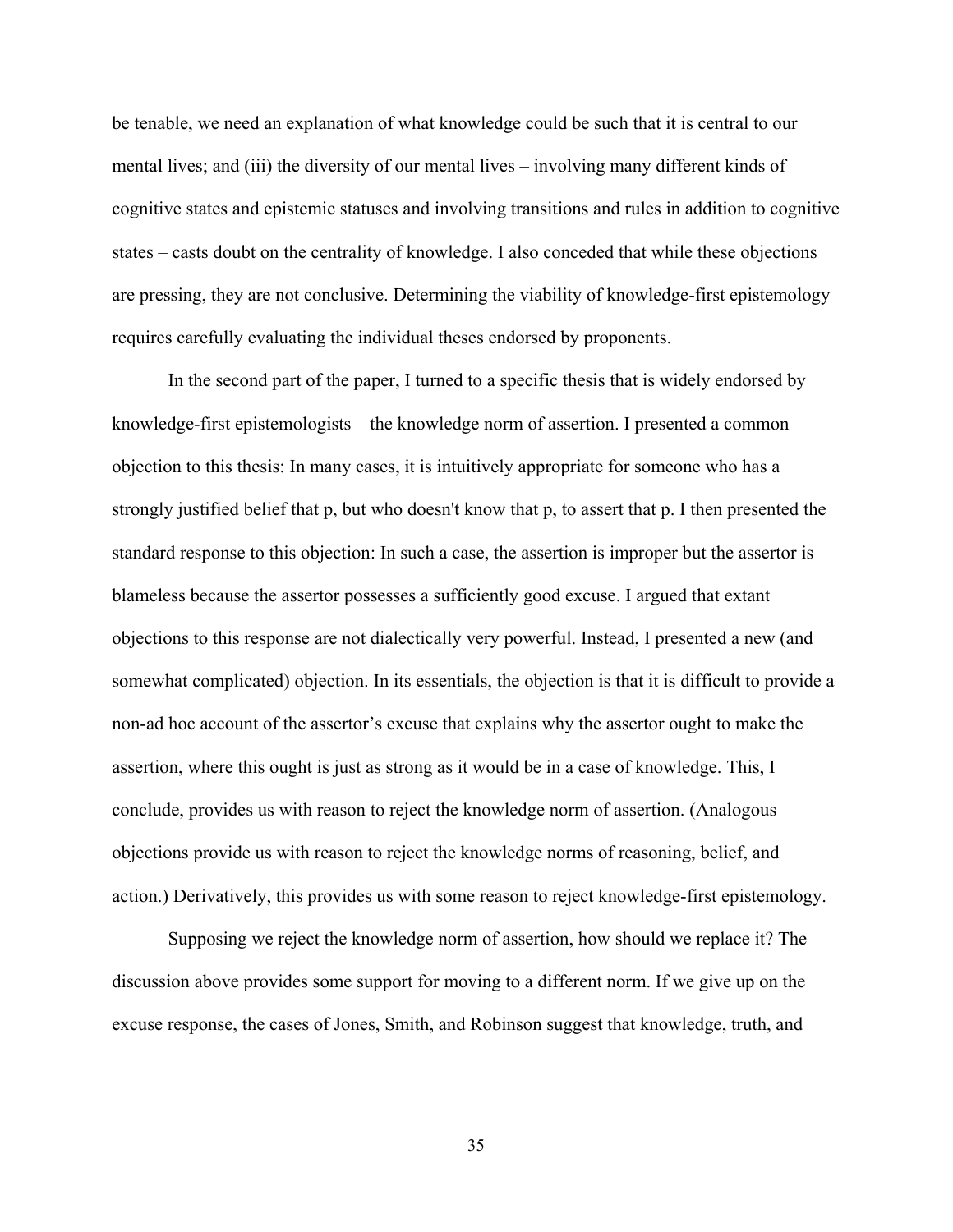be tenable, we need an explanation of what knowledge could be such that it is central to our mental lives; and (iii) the diversity of our mental lives – involving many different kinds of cognitive states and epistemic statuses and involving transitions and rules in addition to cognitive states – casts doubt on the centrality of knowledge. I also conceded that while these objections are pressing, they are not conclusive. Determining the viability of knowledge-first epistemology requires carefully evaluating the individual theses endorsed by proponents.

In the second part of the paper, I turned to a specific thesis that is widely endorsed by knowledge-first epistemologists – the knowledge norm of assertion. I presented a common objection to this thesis: In many cases, it is intuitively appropriate for someone who has a strongly justified belief that p, but who doesn't know that p, to assert that p. I then presented the standard response to this objection: In such a case, the assertion is improper but the assertor is blameless because the assertor possesses a sufficiently good excuse. I argued that extant objections to this response are not dialectically very powerful. Instead, I presented a new (and somewhat complicated) objection. In its essentials, the objection is that it is difficult to provide a non-ad hoc account of the assertor's excuse that explains why the assertor ought to make the assertion, where this ought is just as strong as it would be in a case of knowledge. This, I conclude, provides us with reason to reject the knowledge norm of assertion. (Analogous objections provide us with reason to reject the knowledge norms of reasoning, belief, and action.) Derivatively, this provides us with some reason to reject knowledge-first epistemology.

Supposing we reject the knowledge norm of assertion, how should we replace it? The discussion above provides some support for moving to a different norm. If we give up on the excuse response, the cases of Jones, Smith, and Robinson suggest that knowledge, truth, and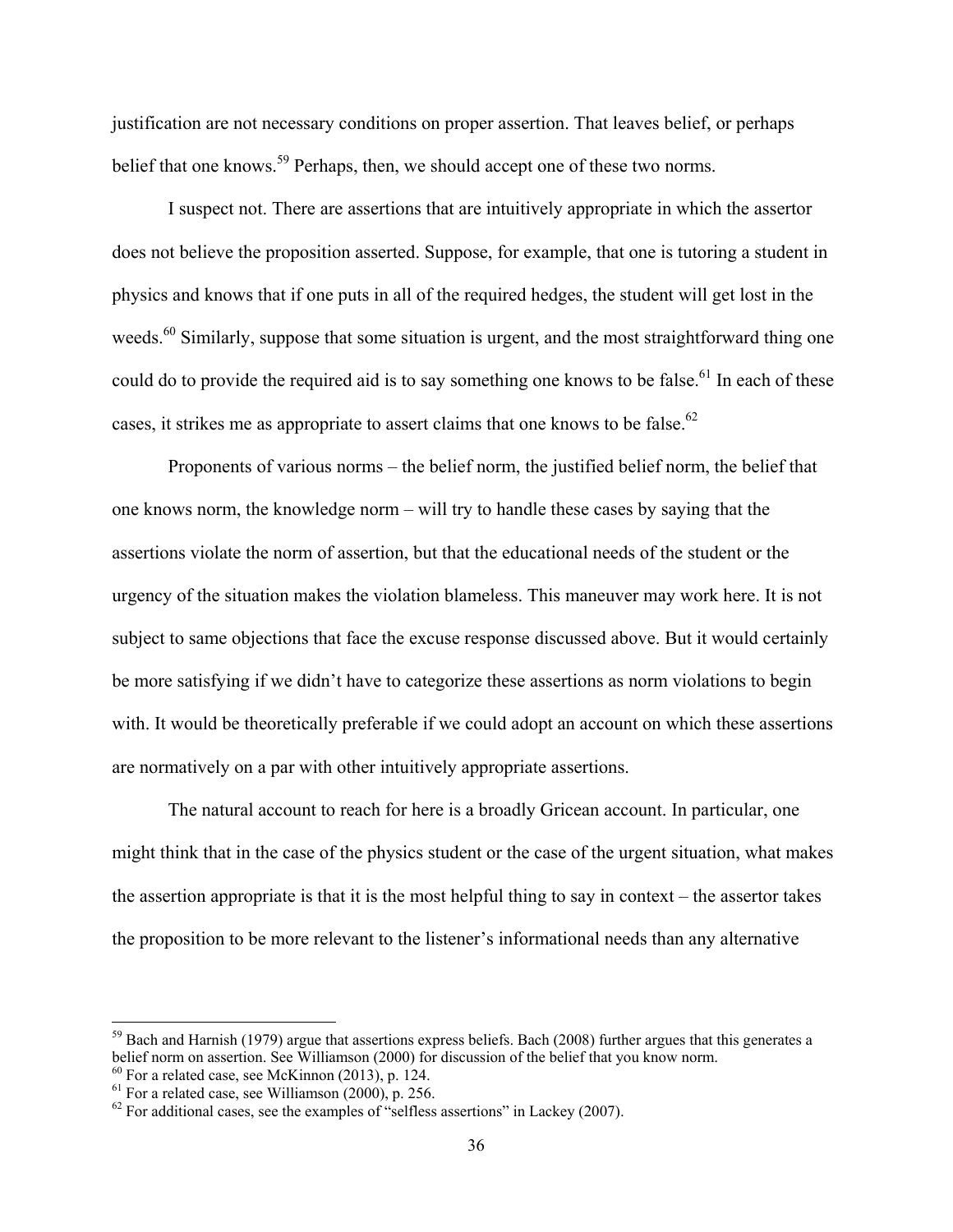justification are not necessary conditions on proper assertion. That leaves belief, or perhaps belief that one knows.[59] Perhaps, then, we should accept one of these two norms.

I suspect not. There are assertions that are intuitively appropriate in which the assertor does not believe the proposition asserted. Suppose, for example, that one is tutoring a student in physics and knows that if one puts in all of the required hedges, the student will get lost in the weeds.[60] Similarly, suppose that some situation is urgent, and the most straightforward thing one could do to provide the required aid is to say something one knows to be false.[61] In each of these cases, it strikes me as appropriate to assert claims that one knows to be false.[62]

Proponents of various norms – the belief norm, the justified belief norm, the belief that one knows norm, the knowledge norm – will try to handle these cases by saying that the assertions violate the norm of assertion, but that the educational needs of the student or the urgency of the situation makes the violation blameless. This maneuver may work here. It is not subject to same objections that face the excuse response discussed above. But it would certainly be more satisfying if we didn't have to categorize these assertions as norm violations to begin with. It would be theoretically preferable if we could adopt an account on which these assertions are normatively on a par with other intuitively appropriate assertions.

The natural account to reach for here is a broadly Gricean account. In particular, one might think that in the case of the physics student or the case of the urgent situation, what makes the assertion appropriate is that it is the most helpful thing to say in context – the assertor takes the proposition to be more relevant to the listener's informational needs than any alternative

---

[59] Bach and Harnish (1979) argue that assertions express beliefs. Bach (2008) further argues that this generates a belief norm on assertion. See Williamson (2000) for discussion of the belief that you know norm.

[60] For a related case, see McKinnon (2013), p. 124.

[61] For a related case, see Williamson (2000), p. 256.

[62] For additional cases, see the examples of "selfless assertions" in Lackey (2007).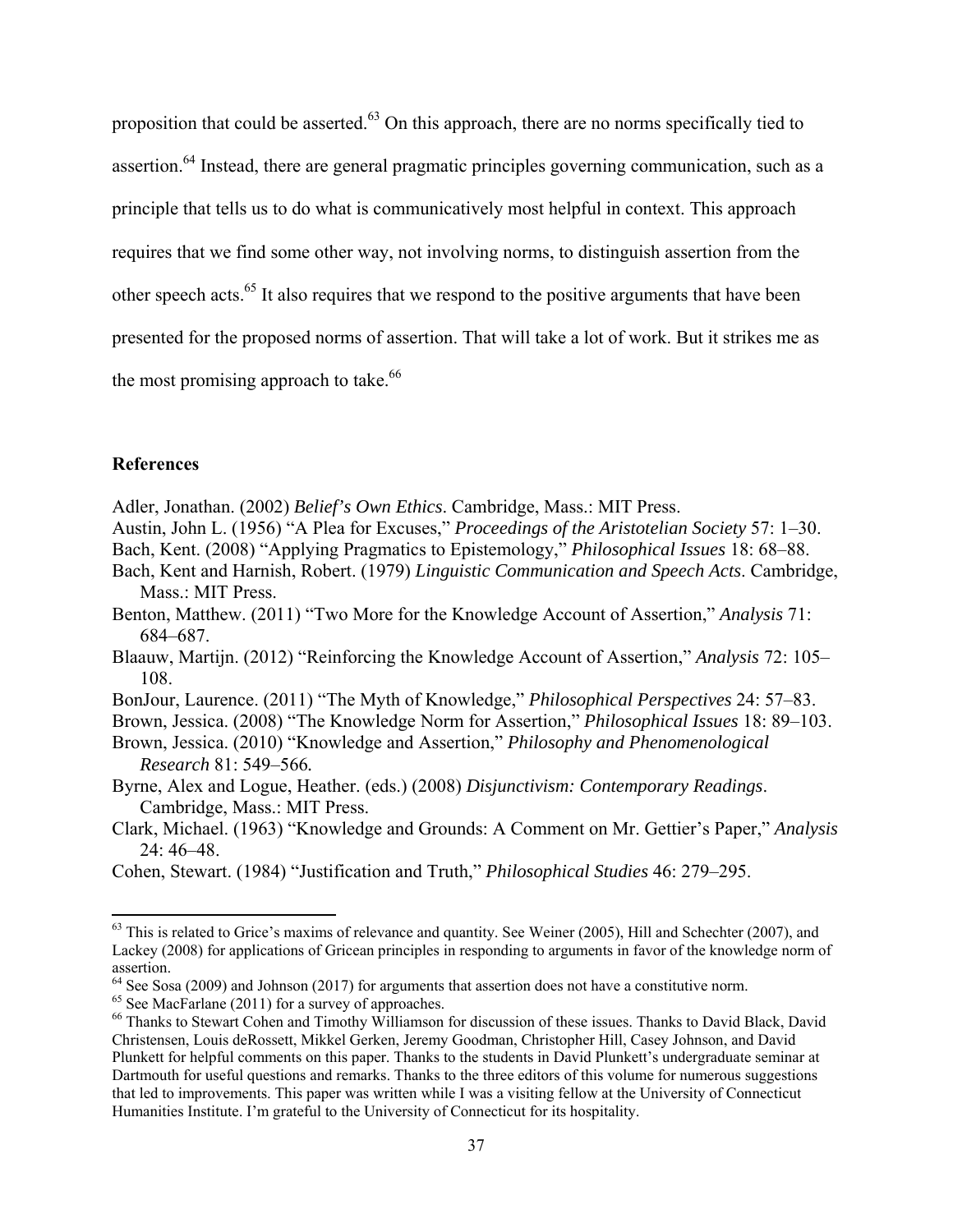proposition that could be asserted.[63] On this approach, there are no norms specifically tied to assertion.[64] Instead, there are general pragmatic principles governing communication, such as a principle that tells us to do what is communicatively most helpful in context. This approach requires that we find some other way, not involving norms, to distinguish assertion from the other speech acts.[65] It also requires that we respond to the positive arguments that have been presented for the proposed norms of assertion. That will take a lot of work. But it strikes me as the most promising approach to take.[66]

## References

Adler, Jonathan. (2002) *Belief's Own Ethics*. Cambridge, Mass.: MIT Press.

Austin, John L. (1956) "A Plea for Excuses," *Proceedings of the Aristotelian Society* 57: 1–30.

Bach, Kent. (2008) "Applying Pragmatics to Epistemology," *Philosophical Issues* 18: 68–88.

Bach, Kent and Harnish, Robert. (1979) *Linguistic Communication and Speech Acts*. Cambridge, Mass.: MIT Press.

Benton, Matthew. (2011) "Two More for the Knowledge Account of Assertion," *Analysis* 71: 684–687.

Blaauw, Martijn. (2012) "Reinforcing the Knowledge Account of Assertion," *Analysis* 72: 105–108.

BonJour, Laurence. (2011) "The Myth of Knowledge," *Philosophical Perspectives* 24: 57–83.

Brown, Jessica. (2008) "The Knowledge Norm for Assertion," *Philosophical Issues* 18: 89–103.

Brown, Jessica. (2010) "Knowledge and Assertion," *Philosophy and Phenomenological Research* 81: 549–566.

Byrne, Alex and Logue, Heather. (eds.) (2008) *Disjunctivism: Contemporary Readings*. Cambridge, Mass.: MIT Press.

Clark, Michael. (1963) "Knowledge and Grounds: A Comment on Mr. Gettier's Paper," *Analysis* 24: 46–48.

Cohen, Stewart. (1984) "Justification and Truth," *Philosophical Studies* 46: 279–295.

---

[63] This is related to Grice's maxims of relevance and quantity. See Weiner (2005), Hill and Schechter (2007), and Lackey (2008) for applications of Gricean principles in responding to arguments in favor of the knowledge norm of assertion.

[64] See Sosa (2009) and Johnson (2017) for arguments that assertion does not have a constitutive norm.

[65] See MacFarlane (2011) for a survey of approaches.

[66] Thanks to Stewart Cohen and Timothy Williamson for discussion of these issues. Thanks to David Black, David Christensen, Louis deRossett, Mikkel Gerken, Jeremy Goodman, Christopher Hill, Casey Johnson, and David Plunkett for helpful comments on this paper. Thanks to the students in David Plunkett's undergraduate seminar at Dartmouth for useful questions and remarks. Thanks to the three editors of this volume for numerous suggestions that led to improvements. This paper was written while I was a visiting fellow at the University of Connecticut Humanities Institute. I'm grateful to the University of Connecticut for its hospitality.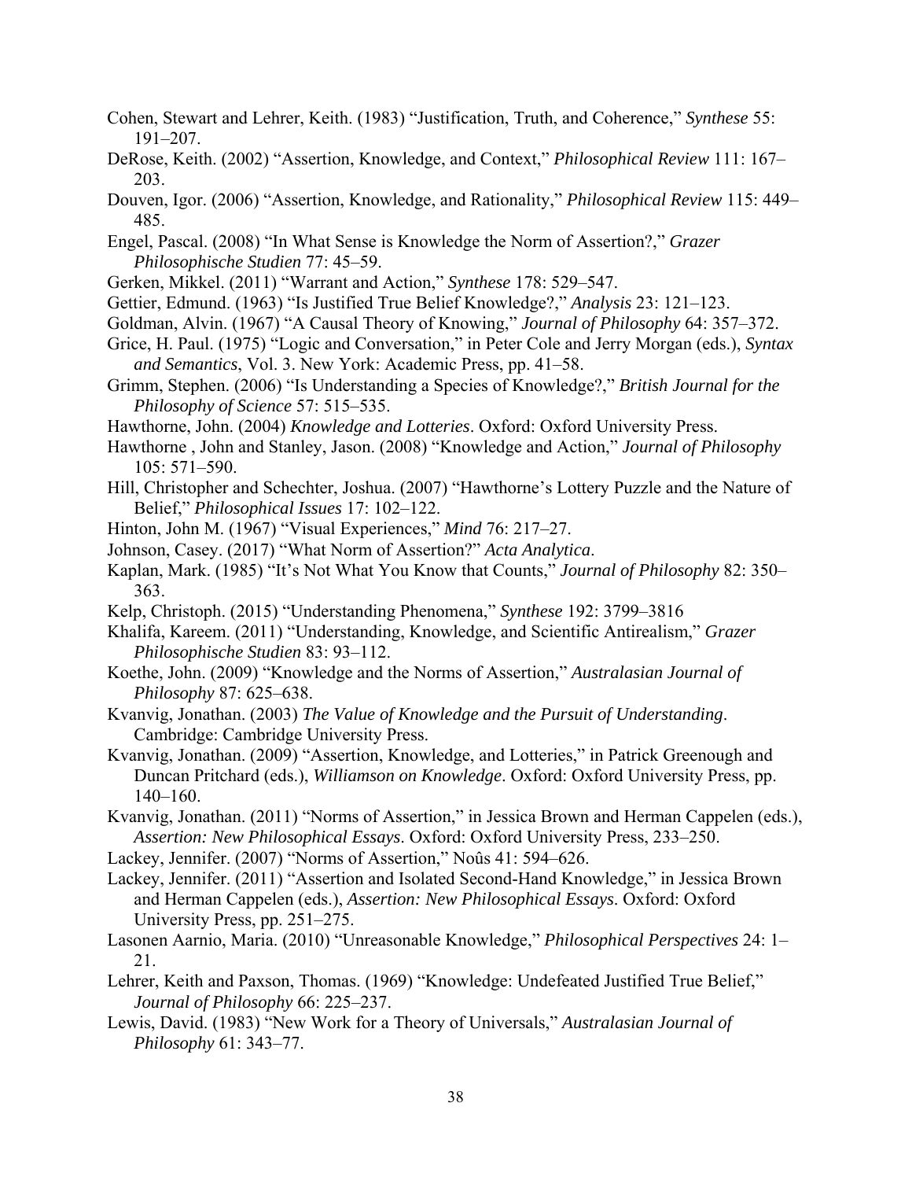Cohen, Stewart and Lehrer, Keith. (1983) "Justification, Truth, and Coherence," *Synthese* 55: 191–207.

DeRose, Keith. (2002) "Assertion, Knowledge, and Context," *Philosophical Review* 111: 167–203.

Douven, Igor. (2006) "Assertion, Knowledge, and Rationality," *Philosophical Review* 115: 449–485.

Engel, Pascal. (2008) "In What Sense is Knowledge the Norm of Assertion?," *Grazer Philosophische Studien* 77: 45–59.

Gerken, Mikkel. (2011) "Warrant and Action," *Synthese* 178: 529–547.

Gettier, Edmund. (1963) "Is Justified True Belief Knowledge?," *Analysis* 23: 121–123.

Goldman, Alvin. (1967) "A Causal Theory of Knowing," *Journal of Philosophy* 64: 357–372.

Grice, H. Paul. (1975) "Logic and Conversation," in Peter Cole and Jerry Morgan (eds.), *Syntax and Semantics*, Vol. 3. New York: Academic Press, pp. 41–58.

Grimm, Stephen. (2006) "Is Understanding a Species of Knowledge?," *British Journal for the Philosophy of Science* 57: 515–535.

Hawthorne, John. (2004) *Knowledge and Lotteries*. Oxford: Oxford University Press.

Hawthorne , John and Stanley, Jason. (2008) "Knowledge and Action," *Journal of Philosophy* 105: 571–590.

Hill, Christopher and Schechter, Joshua. (2007) "Hawthorne's Lottery Puzzle and the Nature of Belief," *Philosophical Issues* 17: 102–122.

Hinton, John M. (1967) "Visual Experiences," *Mind* 76: 217–27.

Johnson, Casey. (2017) "What Norm of Assertion?" *Acta Analytica*.

Kaplan, Mark. (1985) "It's Not What You Know that Counts," *Journal of Philosophy* 82: 350–363.

Kelp, Christoph. (2015) "Understanding Phenomena," *Synthese* 192: 3799–3816

Khalifa, Kareem. (2011) "Understanding, Knowledge, and Scientific Antirealism," *Grazer Philosophische Studien* 83: 93–112.

Koethe, John. (2009) "Knowledge and the Norms of Assertion," *Australasian Journal of Philosophy* 87: 625–638.

Kvanvig, Jonathan. (2003) *The Value of Knowledge and the Pursuit of Understanding*. Cambridge: Cambridge University Press.

Kvanvig, Jonathan. (2009) "Assertion, Knowledge, and Lotteries," in Patrick Greenough and Duncan Pritchard (eds.), *Williamson on Knowledge*. Oxford: Oxford University Press, pp. 140–160.

Kvanvig, Jonathan. (2011) "Norms of Assertion," in Jessica Brown and Herman Cappelen (eds.), *Assertion: New Philosophical Essays*. Oxford: Oxford University Press, 233–250.

Lackey, Jennifer. (2007) "Norms of Assertion," Noûs 41: 594–626.

Lackey, Jennifer. (2011) "Assertion and Isolated Second-Hand Knowledge," in Jessica Brown and Herman Cappelen (eds.), *Assertion: New Philosophical Essays*. Oxford: Oxford University Press, pp. 251–275.

Lasonen Aarnio, Maria. (2010) "Unreasonable Knowledge," *Philosophical Perspectives* 24: 1–21.

Lehrer, Keith and Paxson, Thomas. (1969) "Knowledge: Undefeated Justified True Belief," *Journal of Philosophy* 66: 225–237.

Lewis, David. (1983) "New Work for a Theory of Universals," *Australasian Journal of Philosophy* 61: 343–77.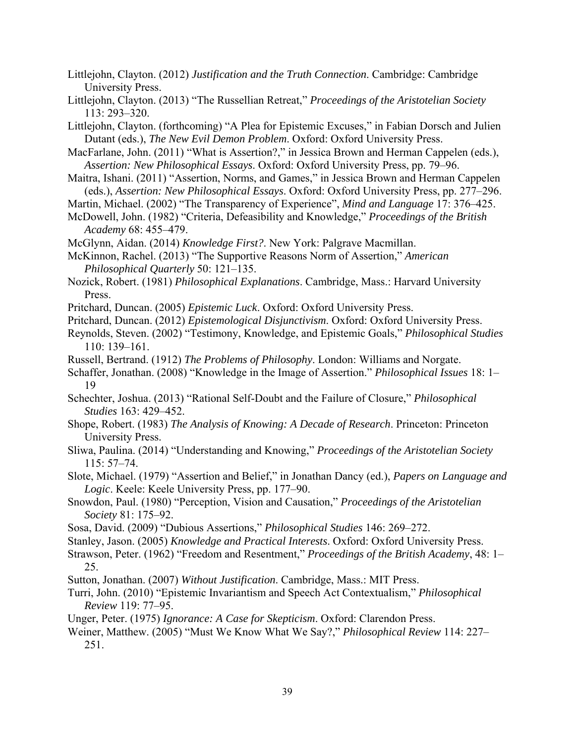Littlejohn, Clayton. (2012) *Justification and the Truth Connection*. Cambridge: Cambridge University Press.

Littlejohn, Clayton. (2013) "The Russellian Retreat," *Proceedings of the Aristotelian Society* 113: 293–320.

Littlejohn, Clayton. (forthcoming) "A Plea for Epistemic Excuses," in Fabian Dorsch and Julien Dutant (eds.), *The New Evil Demon Problem*. Oxford: Oxford University Press.

MacFarlane, John. (2011) "What is Assertion?," in Jessica Brown and Herman Cappelen (eds.), *Assertion: New Philosophical Essays*. Oxford: Oxford University Press, pp. 79–96.

Maitra, Ishani. (2011) "Assertion, Norms, and Games," in Jessica Brown and Herman Cappelen (eds.), *Assertion: New Philosophical Essays*. Oxford: Oxford University Press, pp. 277–296.

Martin, Michael. (2002) "The Transparency of Experience", *Mind and Language* 17: 376–425.

McDowell, John. (1982) "Criteria, Defeasibility and Knowledge," *Proceedings of the British Academy* 68: 455–479.

McGlynn, Aidan. (2014) *Knowledge First?*. New York: Palgrave Macmillan.

McKinnon, Rachel. (2013) "The Supportive Reasons Norm of Assertion," *American Philosophical Quarterly* 50: 121–135.

Nozick, Robert. (1981) *Philosophical Explanations*. Cambridge, Mass.: Harvard University Press.

Pritchard, Duncan. (2005) *Epistemic Luck*. Oxford: Oxford University Press.

Pritchard, Duncan. (2012) *Epistemological Disjunctivism*. Oxford: Oxford University Press.

Reynolds, Steven. (2002) "Testimony, Knowledge, and Epistemic Goals," *Philosophical Studies* 110: 139–161.

Russell, Bertrand. (1912) *The Problems of Philosophy*. London: Williams and Norgate.

Schaffer, Jonathan. (2008) "Knowledge in the Image of Assertion." *Philosophical Issues* 18: 1–19

Schechter, Joshua. (2013) "Rational Self-Doubt and the Failure of Closure," *Philosophical Studies* 163: 429–452.

Shope, Robert. (1983) *The Analysis of Knowing: A Decade of Research*. Princeton: Princeton University Press.

Sliwa, Paulina. (2014) "Understanding and Knowing," *Proceedings of the Aristotelian Society* 115: 57–74.

Slote, Michael. (1979) "Assertion and Belief," in Jonathan Dancy (ed.), *Papers on Language and Logic*. Keele: Keele University Press, pp. 177–90.

Snowdon, Paul. (1980) "Perception, Vision and Causation," *Proceedings of the Aristotelian Society* 81: 175–92.

Sosa, David. (2009) "Dubious Assertions," *Philosophical Studies* 146: 269–272.

Stanley, Jason. (2005) *Knowledge and Practical Interests*. Oxford: Oxford University Press.

Strawson, Peter. (1962) "Freedom and Resentment," *Proceedings of the British Academy*, 48: 1–25.

Sutton, Jonathan. (2007) *Without Justification*. Cambridge, Mass.: MIT Press.

Turri, John. (2010) "Epistemic Invariantism and Speech Act Contextualism," *Philosophical Review* 119: 77–95.

Unger, Peter. (1975) *Ignorance: A Case for Skepticism*. Oxford: Clarendon Press.

Weiner, Matthew. (2005) "Must We Know What We Say?," *Philosophical Review* 114: 227–251.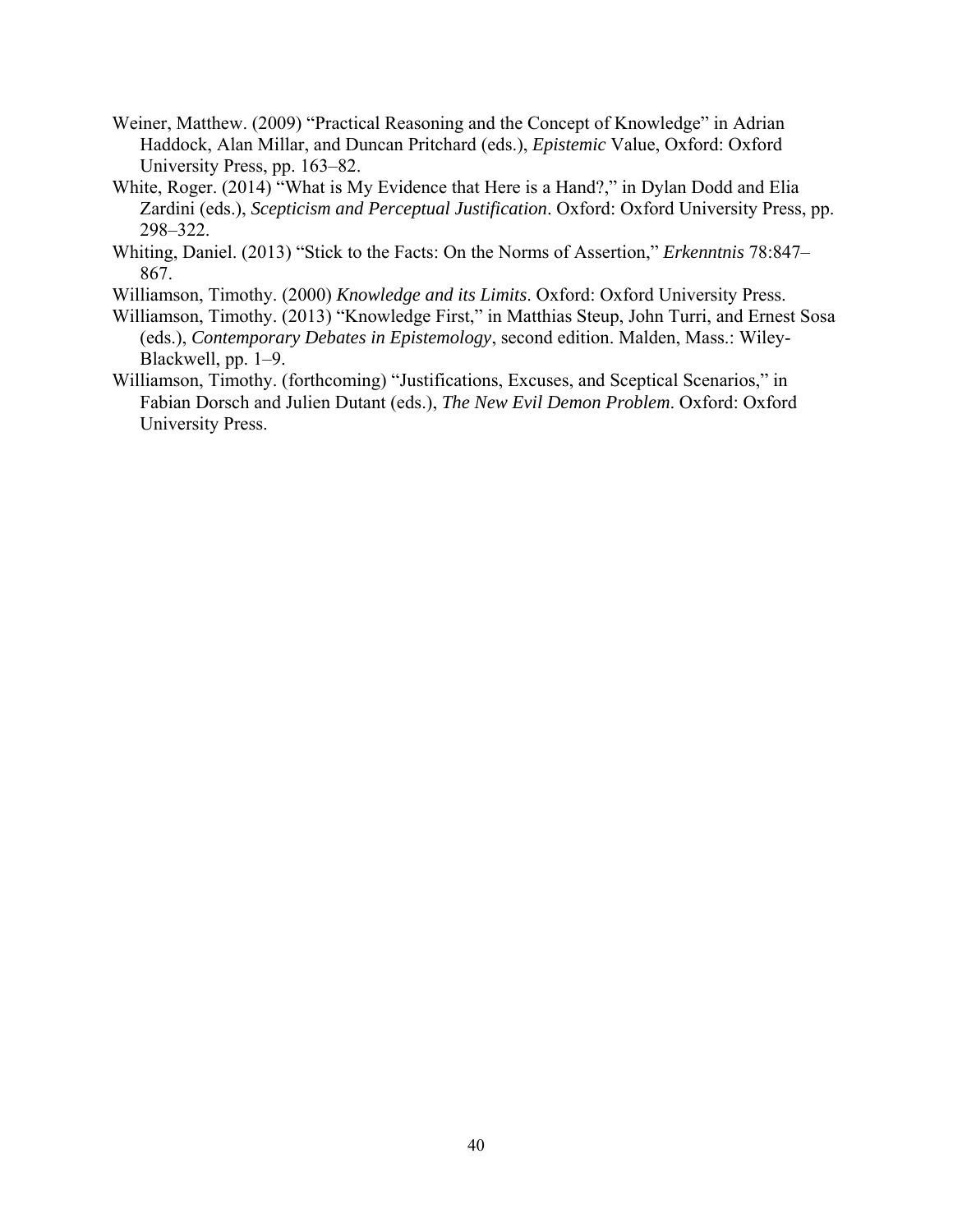Weiner, Matthew. (2009) "Practical Reasoning and the Concept of Knowledge" in Adrian Haddock, Alan Millar, and Duncan Pritchard (eds.), *Epistemic* Value, Oxford: Oxford University Press, pp. 163–82.

White, Roger. (2014) "What is My Evidence that Here is a Hand?," in Dylan Dodd and Elia Zardini (eds.), *Scepticism and Perceptual Justification*. Oxford: Oxford University Press, pp. 298–322.

Whiting, Daniel. (2013) "Stick to the Facts: On the Norms of Assertion," *Erkenntnis* 78:847–867.

Williamson, Timothy. (2000) *Knowledge and its Limits*. Oxford: Oxford University Press.

Williamson, Timothy. (2013) "Knowledge First," in Matthias Steup, John Turri, and Ernest Sosa (eds.), *Contemporary Debates in Epistemology*, second edition. Malden, Mass.: Wiley-Blackwell, pp. 1–9.

Williamson, Timothy. (forthcoming) "Justifications, Excuses, and Sceptical Scenarios," in Fabian Dorsch and Julien Dutant (eds.), *The New Evil Demon Problem*. Oxford: Oxford University Press.